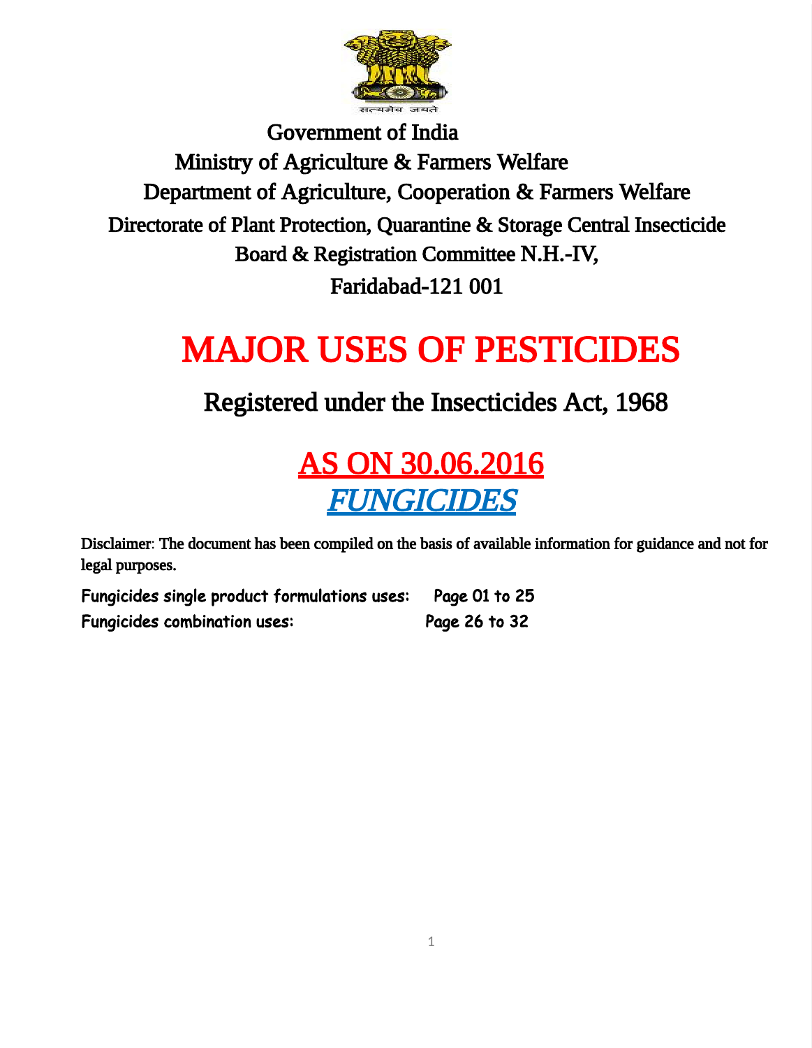सत्यमेव जयते

Government of India

Ministry of Agriculture & Farmers Welfare

Department of Agriculture, Cooperation & Farmers Welfare

Directorate of Plant Protection, Quarantine & Storage Central Insecticide Board & Registration Committee N.H.-IV,

Faridabad-121 001

# MAJOR USES OF PESTICIDES

## Registered under the Insecticides Act, 1968

## AS ON 30.06.2016

## *FUNGICIDES*

Disclaimer: The document has been compiled on the basis of available information for guidance and not for legal purposes.

**Fungicides single product formulations uses: Page 01 to 25**

**Fungicides combination uses: Page 26 to 32**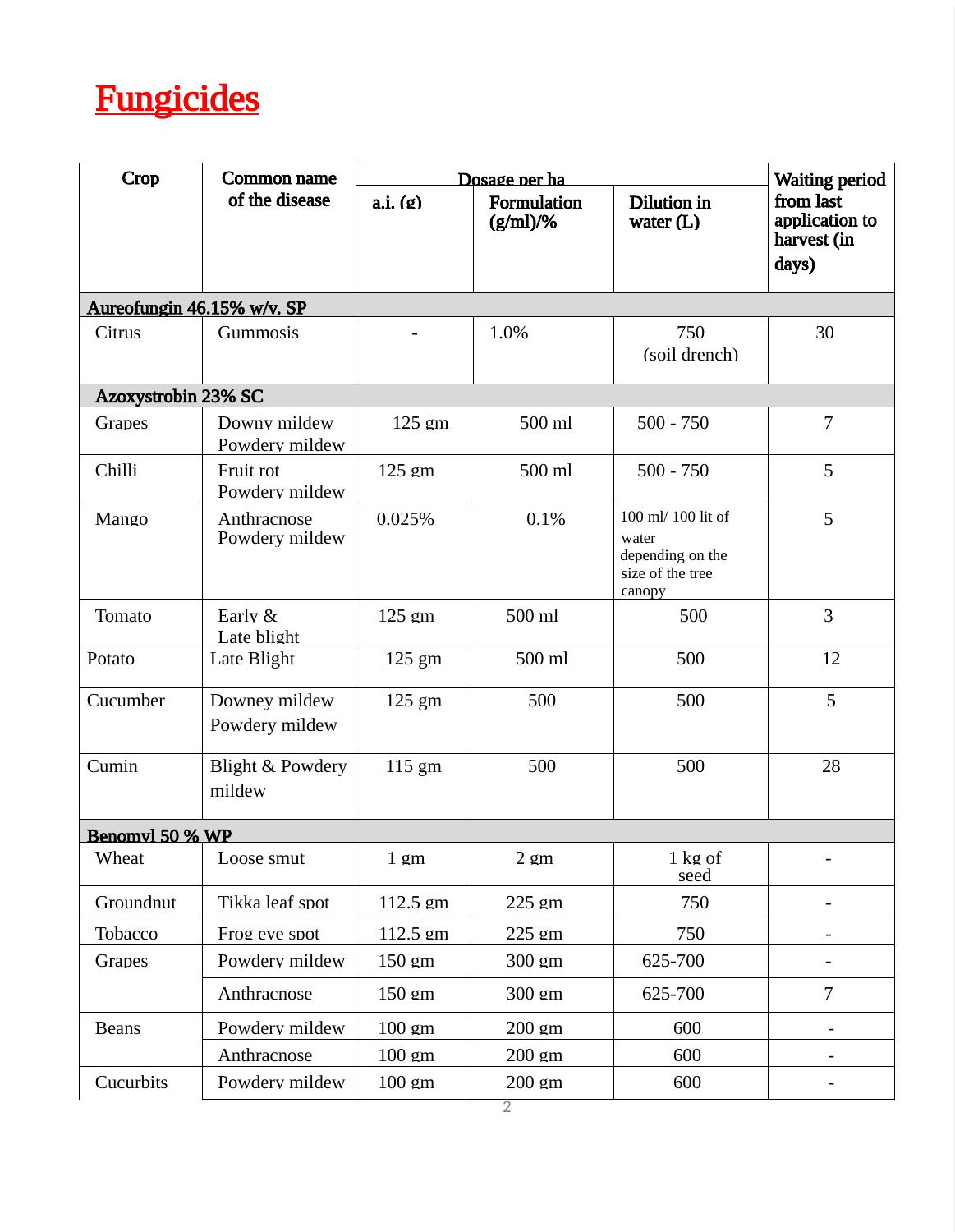# Fungicides

| Crop | Common name of the disease | Dosage per ha | | | Waiting period from last application to harvest (in days) |
|---|---|---|---|---|---|
| | | a.i. (g) | Formulation (g/ml)/% | Dilution in water (L) | |
| **Aureofungin 46.15% w/v. SP** | | | | | |
| Citrus | Gummosis | - | 1.0% | 750 (soil drench) | 30 |
| **Azoxystrobin 23% SC** | | | | | |
| Grapes | Downy mildew Powdery mildew | 125 gm | 500 ml | 500 - 750 | 7 |
| Chilli | Fruit rot Powdery mildew | 125 gm | 500 ml | 500 - 750 | 5 |
| Mango | Anthracnose Powdery mildew | 0.025% | 0.1% | 100 ml/ 100 lit of water depending on the size of the tree canopy | 5 |
| Tomato | Early & Late blight | 125 gm | 500 ml | 500 | 3 |
| Potato | Late Blight | 125 gm | 500 ml | 500 | 12 |
| Cucumber | Downey mildew Powdery mildew | 125 gm | 500 | 500 | 5 |
| Cumin | Blight & Powdery mildew | 115 gm | 500 | 500 | 28 |
| **Benomyl 50 % WP** | | | | | |
| Wheat | Loose smut | 1 gm | 2 gm | 1 kg of seed | - |
| Groundnut | Tikka leaf spot | 112.5 gm | 225 gm | 750 | - |
| Tobacco | Frog eye spot | 112.5 gm | 225 gm | 750 | - |
| Grapes | Powdery mildew | 150 gm | 300 gm | 625-700 | - |
| | Anthracnose | 150 gm | 300 gm | 625-700 | 7 |
| Beans | Powdery mildew | 100 gm | 200 gm | 600 | - |
| | Anthracnose | 100 gm | 200 gm | 600 | - |
| Cucurbits | Powdery mildew | 100 gm | 200 gm | 600 | - |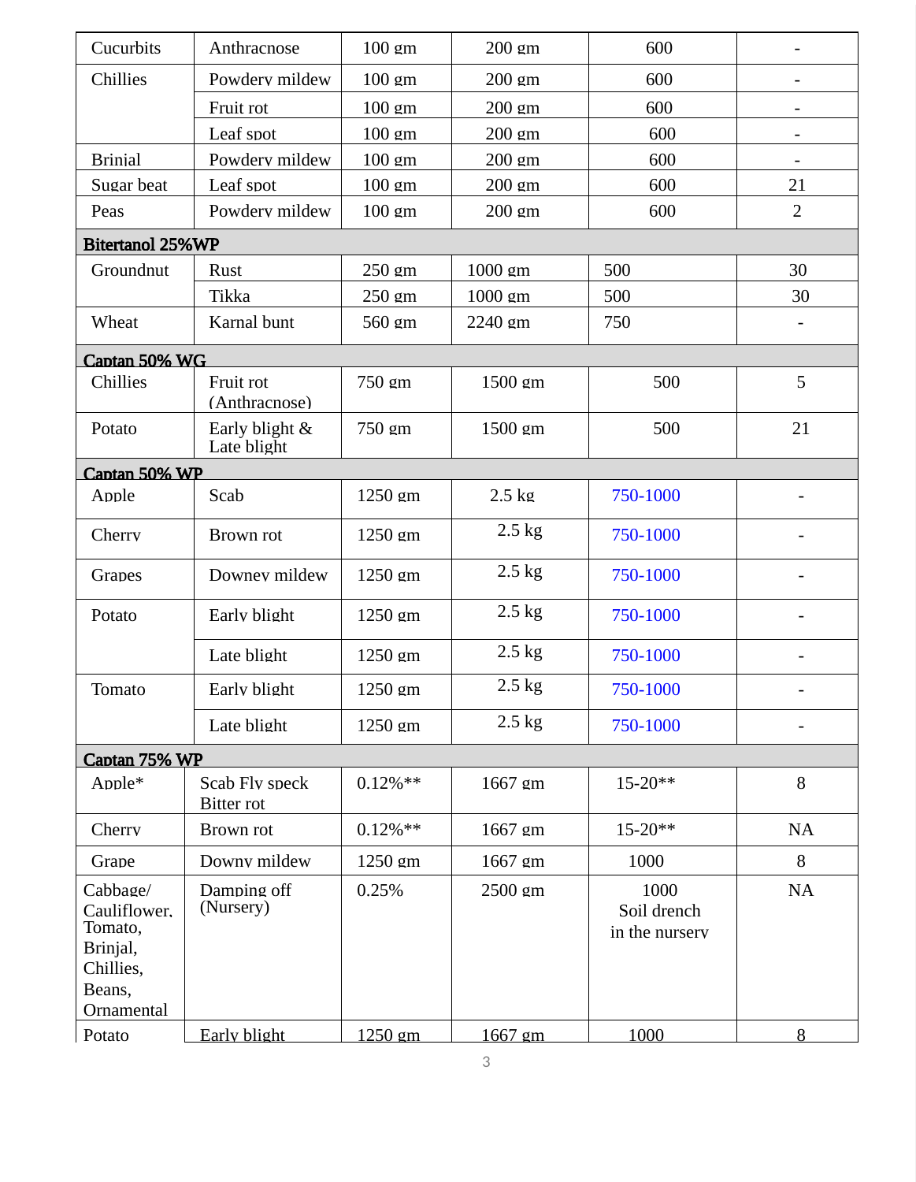| Cucurbits | Anthracnose | 100 gm | 200 gm | 600 | - |
|---|---|---|---|---|---|
| Chillies | Powdery mildew | 100 gm | 200 gm | 600 | - |
| | Fruit rot | 100 gm | 200 gm | 600 | - |
| | Leaf spot | 100 gm | 200 gm | 600 | - |
| Brinjal | Powdery mildew | 100 gm | 200 gm | 600 | - |
| Sugar beat | Leaf spot | 100 gm | 200 gm | 600 | 21 |
| Peas | Powdery mildew | 100 gm | 200 gm | 600 | 2 |
| **Bitertanol 25%WP** | | | | | |
| Groundnut | Rust | 250 gm | 1000 gm | 500 | 30 |
| | Tikka | 250 gm | 1000 gm | 500 | 30 |
| Wheat | Karnal bunt | 560 gm | 2240 gm | 750 | - |
| **Captan 50% WG** | | | | | |
| Chillies | Fruit rot (Anthracnose) | 750 gm | 1500 gm | 500 | 5 |
| Potato | Early blight & Late blight | 750 gm | 1500 gm | 500 | 21 |
| **Captan 50% WP** | | | | | |
| Apple | Scab | 1250 gm | 2.5 kg | 750-1000 | - |
| Cherry | Brown rot | 1250 gm | 2.5 kg | 750-1000 | - |
| Grapes | Downey mildew | 1250 gm | 2.5 kg | 750-1000 | - |
| Potato | Early blight | 1250 gm | 2.5 kg | 750-1000 | - |
| | Late blight | 1250 gm | 2.5 kg | 750-1000 | - |
| Tomato | Early blight | 1250 gm | 2.5 kg | 750-1000 | - |
| | Late blight | 1250 gm | 2.5 kg | 750-1000 | - |
| **Captan 75% WP** | | | | | |
| Apple* | Scab Fly speck Bitter rot | 0.12%** | 1667 gm | 15-20** | 8 |
| Cherry | Brown rot | 0.12%** | 1667 gm | 15-20** | NA |
| Grape | Downy mildew | 1250 gm | 1667 gm | 1000 | 8 |
| Cabbage/ Cauliflower, Tomato, Brinjal, Chillies, Beans, Ornamental | Damping off (Nursery) | 0.25% | 2500 gm | 1000 Soil drench in the nursery | NA |
| Potato | Early blight | 1250 gm | 1667 gm | 1000 | 8 |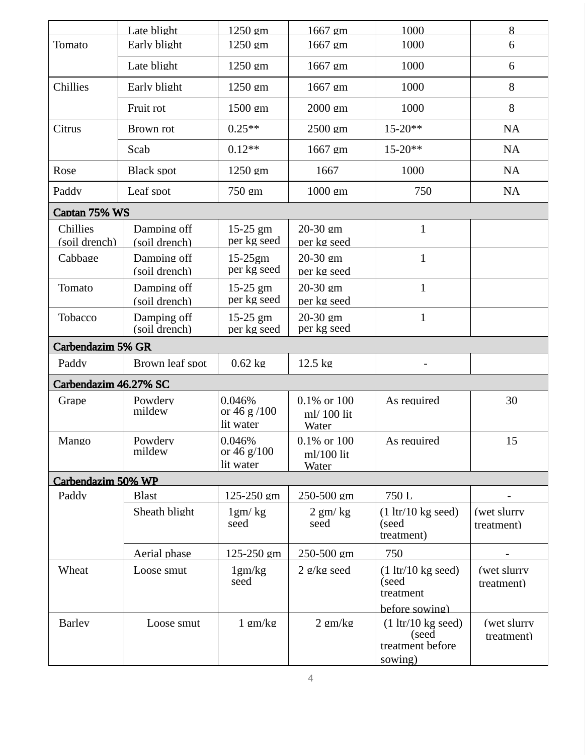| | Late blight | 1250 gm | 1667 gm | 1000 | 8 |
|---|---|---|---|---|---|
| Tomato | Early blight | 1250 gm | 1667 gm | 1000 | 6 |
| | Late blight | 1250 gm | 1667 gm | 1000 | 6 |
| Chillies | Early blight | 1250 gm | 1667 gm | 1000 | 8 |
| | Fruit rot | 1500 gm | 2000 gm | 1000 | 8 |
| Citrus | Brown rot | 0.25** | 2500 gm | 15-20** | NA |
| | Scab | 0.12** | 1667 gm | 15-20** | NA |
| Rose | Black spot | 1250 gm | 1667 | 1000 | NA |
| Paddy | Leaf spot | 750 gm | 1000 gm | 750 | NA |
| **Captan 75% WS** | | | | | |
| Chillies (soil drench) | Damping off (soil drench) | 15-25 gm per kg seed | 20-30 gm per kg seed | 1 | |
| Cabbage | Damping off (soil drench) | 15-25gm per kg seed | 20-30 gm per kg seed | 1 | |
| Tomato | Damping off (soil drench) | 15-25 gm per kg seed | 20-30 gm per kg seed | 1 | |
| Tobacco | Damping off (soil drench) | 15-25 gm per kg seed | 20-30 gm per kg seed | 1 | |
| **Carbendazim 5% GR** | | | | | |
| Paddy | Brown leaf spot | 0.62 kg | 12.5 kg | - | |
| **Carbendazim 46.27% SC** | | | | | |
| Grape | Powdery mildew | 0.046% or 46 g /100 lit water | 0.1% or 100 ml/ 100 lit Water | As required | 30 |
| Mango | Powdery mildew | 0.046% or 46 g/100 lit water | 0.1% or 100 ml/100 lit Water | As required | 15 |
| **Carbendazim 50% WP** | | | | | |
| Paddy | Blast | 125-250 gm | 250-500 gm | 750 L | - |
| | Sheath blight | 1gm/ kg seed | 2 gm/ kg seed | (1 ltr/10 kg seed) (seed treatment) | (wet slurry treatment) |
| | Aerial phase | 125-250 gm | 250-500 gm | 750 | - |
| Wheat | Loose smut | 1gm/kg seed | 2 g/kg seed | (1 ltr/10 kg seed) (seed treatment before sowing) | (wet slurry treatment) |
| Barley | Loose smut | 1 gm/kg | 2 gm/kg | (1 ltr/10 kg seed) (seed treatment before sowing) | (wet slurry treatment) |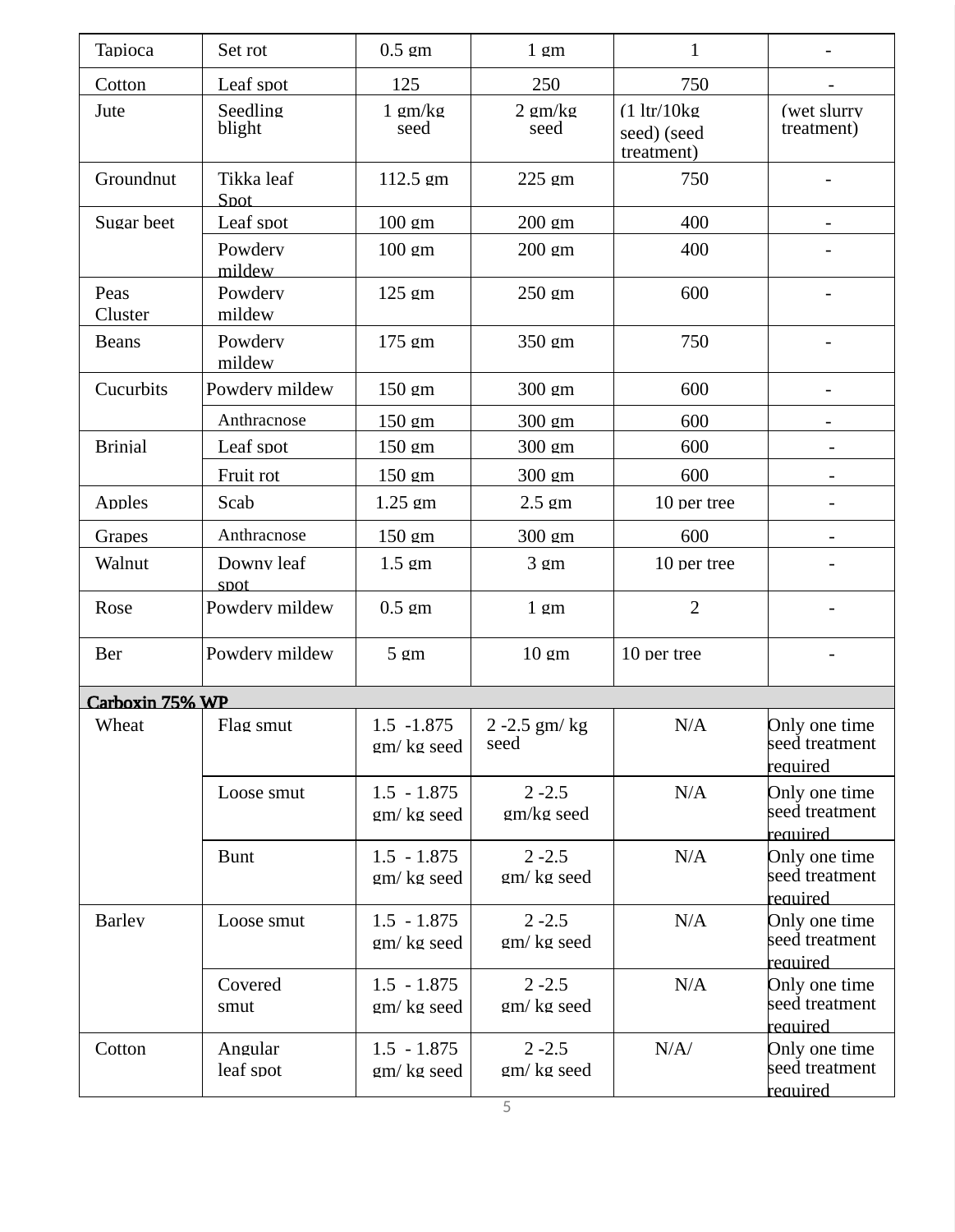| Tapioca | Set rot | 0.5 gm | 1 gm | 1 | - |
|---|---|---|---|---|---|
| Cotton | Leaf spot | 125 | 250 | 750 | - |
| Jute | Seedling blight | 1 gm/kg seed | 2 gm/kg seed | (1 ltr/10kg seed) (seed treatment) | (wet slurry treatment) |
| Groundnut | Tikka leaf Spot | 112.5 gm | 225 gm | 750 | - |
| Sugar beet | Leaf spot | 100 gm | 200 gm | 400 | - |
| | Powdery mildew | 100 gm | 200 gm | 400 | - |
| Peas Cluster | Powdery mildew | 125 gm | 250 gm | 600 | - |
| Beans | Powdery mildew | 175 gm | 350 gm | 750 | - |
| Cucurbits | Powdery mildew | 150 gm | 300 gm | 600 | - |
| | Anthracnose | 150 gm | 300 gm | 600 | - |
| Brinjal | Leaf spot | 150 gm | 300 gm | 600 | - |
| | Fruit rot | 150 gm | 300 gm | 600 | - |
| Apples | Scab | 1.25 gm | 2.5 gm | 10 per tree | - |
| Grapes | Anthracnose | 150 gm | 300 gm | 600 | - |
| Walnut | Downy leaf spot | 1.5 gm | 3 gm | 10 per tree | - |
| Rose | Powdery mildew | 0.5 gm | 1 gm | 2 | - |
| Ber | Powdery mildew | 5 gm | 10 gm | 10 per tree | - |
| **Carboxin 75% WP** | | | | | |
| Wheat | Flag smut | 1.5 -1.875 gm/ kg seed | 2 -2.5 gm/ kg seed | N/A | Only one time seed treatment required |
| | Loose smut | 1.5 - 1.875 gm/ kg seed | 2 -2.5 gm/kg seed | N/A | Only one time seed treatment required |
| | Bunt | 1.5 - 1.875 gm/ kg seed | 2 -2.5 gm/ kg seed | N/A | Only one time seed treatment required |
| Barley | Loose smut | 1.5 - 1.875 gm/ kg seed | 2 -2.5 gm/ kg seed | N/A | Only one time seed treatment required |
| | Covered smut | 1.5 - 1.875 gm/ kg seed | 2 -2.5 gm/ kg seed | N/A | Only one time seed treatment required |
| Cotton | Angular leaf spot | 1.5 - 1.875 gm/ kg seed | 2 -2.5 gm/ kg seed | N/A/ | Only one time seed treatment required |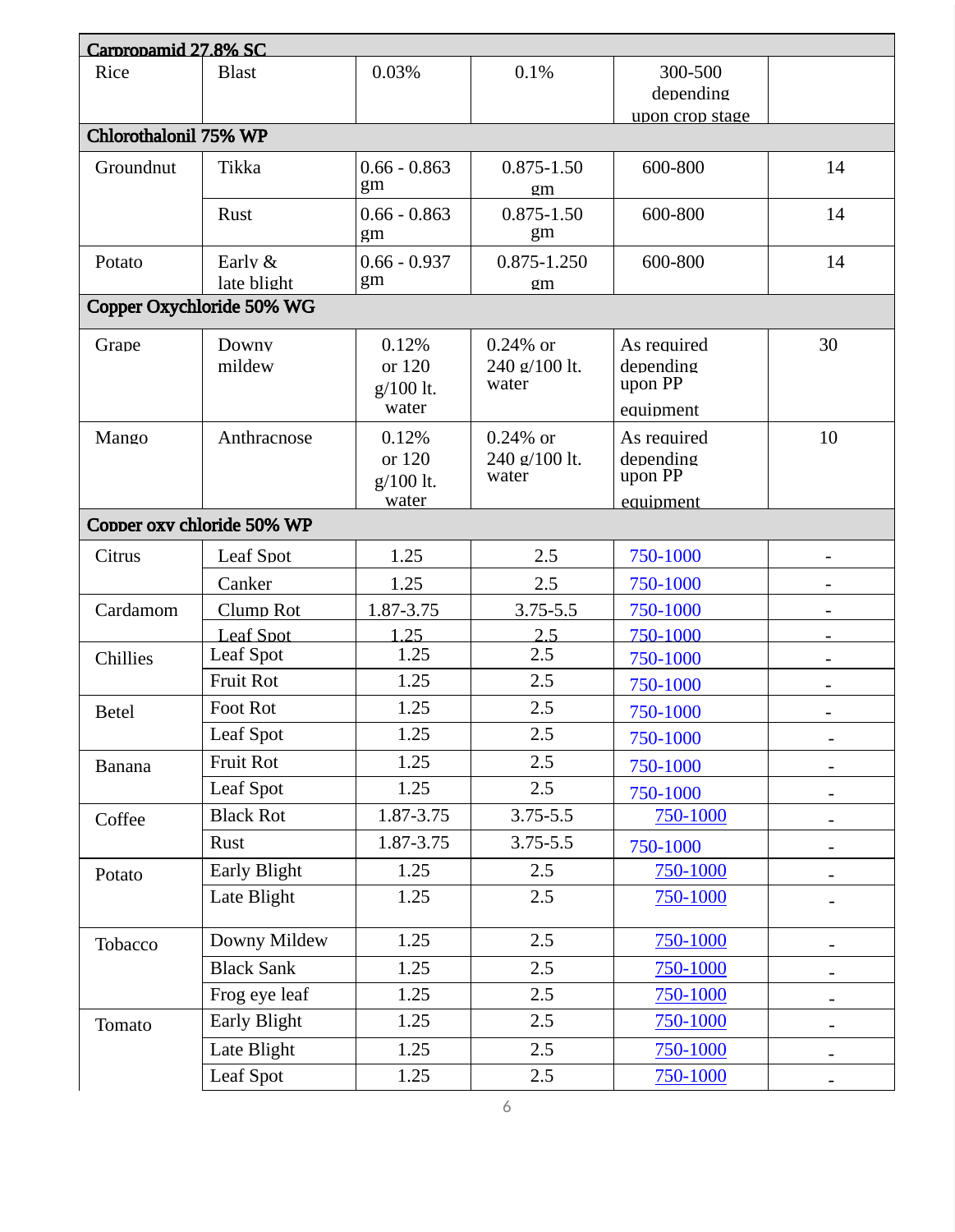| | | | | | |
|---|---|---|---|---|---|
| **Carpropamid 27.8% SC** | | | | | |
| Rice | Blast | 0.03% | 0.1% | 300-500 depending upon crop stage | |
| **Chlorothalonil 75% WP** | | | | | |
| Groundnut | Tikka | 0.66 - 0.863 gm | 0.875-1.50 gm | 600-800 | 14 |
| | Rust | 0.66 - 0.863 gm | 0.875-1.50 gm | 600-800 | 14 |
| Potato | Early & late blight | 0.66 - 0.937 gm | 0.875-1.250 gm | 600-800 | 14 |
| **Copper Oxychloride 50% WG** | | | | | |
| Grape | Downy mildew | 0.12% or 120 g/100 lt. water | 0.24% or 240 g/100 lt. water | As required depending upon PP equipment | 30 |
| Mango | Anthracnose | 0.12% or 120 g/100 lt. water | 0.24% or 240 g/100 lt. water | As required depending upon PP equipment | 10 |
| **Copper oxy chloride 50% WP** | | | | | |
| Citrus | Leaf Spot | 1.25 | 2.5 | 750-1000 | - |
| | Canker | 1.25 | 2.5 | 750-1000 | - |
| Cardamom | Clump Rot | 1.87-3.75 | 3.75-5.5 | 750-1000 | - |
| | Leaf Spot | 1.25 | 2.5 | 750-1000 | - |
| Chillies | Leaf Spot | 1.25 | 2.5 | 750-1000 | - |
| | Fruit Rot | 1.25 | 2.5 | 750-1000 | - |
| Betel | Foot Rot | 1.25 | 2.5 | 750-1000 | - |
| | Leaf Spot | 1.25 | 2.5 | 750-1000 | - |
| Banana | Fruit Rot | 1.25 | 2.5 | 750-1000 | - |
| | Leaf Spot | 1.25 | 2.5 | 750-1000 | - |
| Coffee | Black Rot | 1.87-3.75 | 3.75-5.5 | 750-1000 | - |
| | Rust | 1.87-3.75 | 3.75-5.5 | 750-1000 | - |
| Potato | Early Blight | 1.25 | 2.5 | 750-1000 | - |
| | Late Blight | 1.25 | 2.5 | 750-1000 | - |
| Tobacco | Downy Mildew | 1.25 | 2.5 | 750-1000 | - |
| | Black Sank | 1.25 | 2.5 | 750-1000 | - |
| | Frog eye leaf | 1.25 | 2.5 | 750-1000 | - |
| Tomato | Early Blight | 1.25 | 2.5 | 750-1000 | - |
| | Late Blight | 1.25 | 2.5 | 750-1000 | - |
| | Leaf Spot | 1.25 | 2.5 | 750-1000 | - |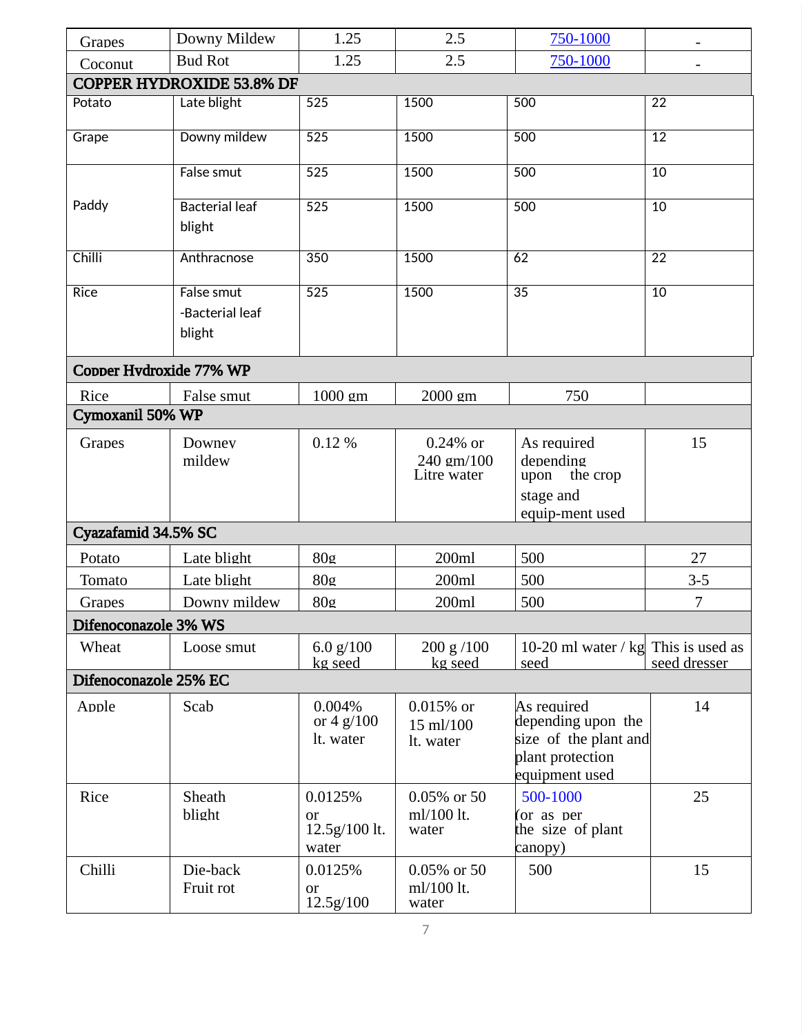| Grapes | Downy Mildew | 1.25 | 2.5 | 750-1000 | - |
|---|---|---|---|---|---|
| Coconut | Bud Rot | 1.25 | 2.5 | 750-1000 | - |
| **COPPER HYDROXIDE 53.8% DF** | | | | | |
| Potato | Late blight | 525 | 1500 | 500 | 22 |
| Grape | Downy mildew | 525 | 1500 | 500 | 12 |
| Paddy | False smut | 525 | 1500 | 500 | 10 |
| | Bacterial leaf blight | 525 | 1500 | 500 | 10 |
| Chilli | Anthracnose | 350 | 1500 | 62 | 22 |
| Rice | False smut -Bacterial leaf blight | 525 | 1500 | 35 | 10 |
| **Copper Hydroxide 77% WP** | | | | | |
| Rice | False smut | 1000 gm | 2000 gm | 750 | |
| **Cymoxanil 50% WP** | | | | | |
| Grapes | Downey mildew | 0.12 % | 0.24% or 240 gm/100 Litre water | As required depending upon the crop stage and equip-ment used | 15 |
| **Cyazafamid 34.5% SC** | | | | | |
| Potato | Late blight | 80g | 200ml | 500 | 27 |
| Tomato | Late blight | 80g | 200ml | 500 | 3-5 |
| Grapes | Downy mildew | 80g | 200ml | 500 | 7 |
| **Difenoconazole 3% WS** | | | | | |
| Wheat | Loose smut | 6.0 g/100 kg seed | 200 g /100 kg seed | 10-20 ml water / kg seed | This is used as seed dresser |
| **Difenoconazole 25% EC** | | | | | |
| Apple | Scab | 0.004% or 4 g/100 lt. water | 0.015% or 15 ml/100 lt. water | As required depending upon the size of the plant and plant protection equipment used | 14 |
| Rice | Sheath blight | 0.0125% or 12.5g/100 lt. water | 0.05% or 50 ml/100 lt. water | 500-1000 (or as per the size of plant canopy) | 25 |
| Chilli | Die-back Fruit rot | 0.0125% or 12.5g/100 | 0.05% or 50 ml/100 lt. water | 500 | 15 |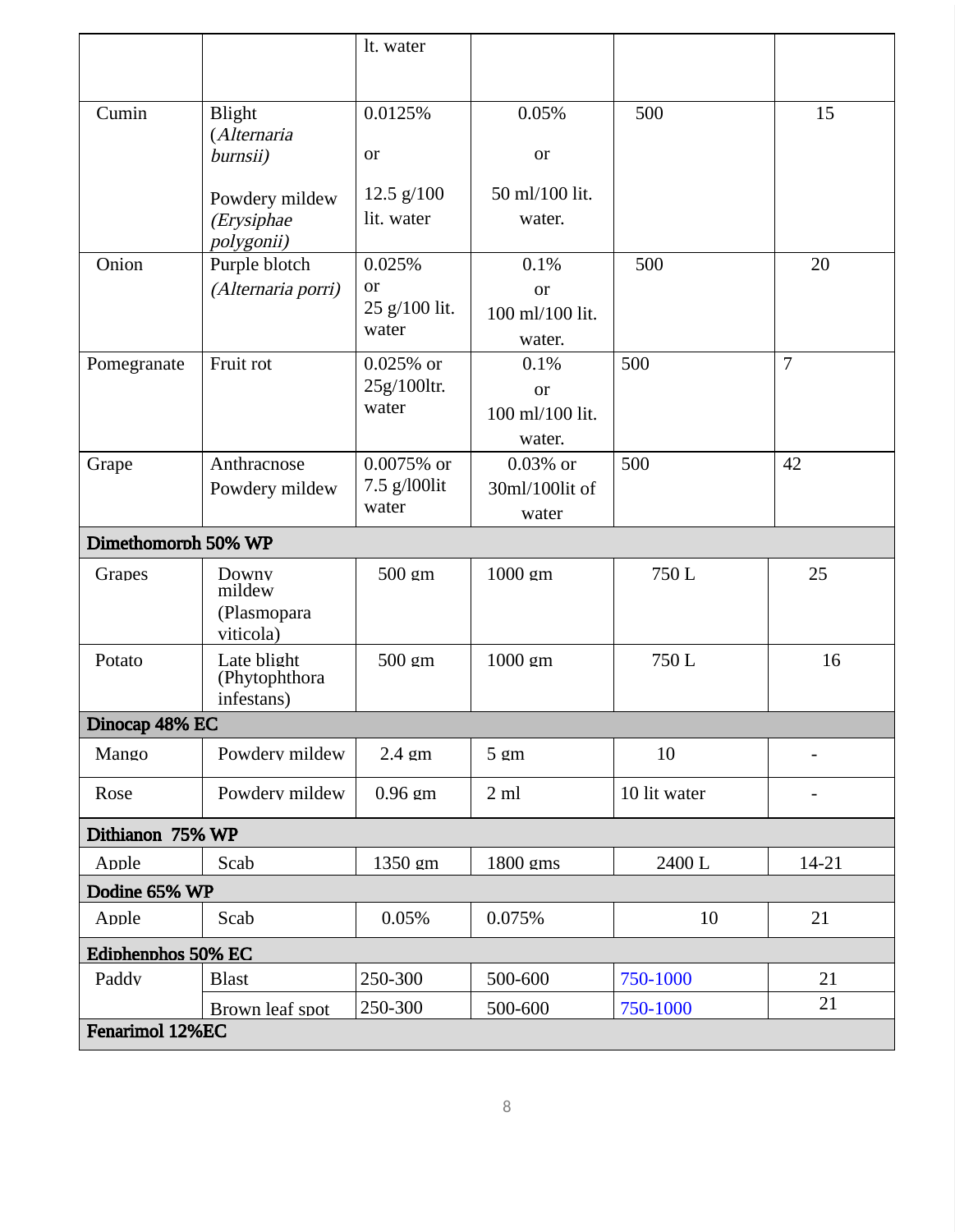| | | lt. water | | | |
|---|---|---|---|---|---|
| Cumin | Blight (*Alternaria burnsii)* Powdery mildew *(Erysiphae polygonii)* | 0.0125% or 12.5 g/100 lit. water | 0.05% or 50 ml/100 lit. water. | 500 | 15 |
| Onion | Purple blotch *(Alternaria porri)* | 0.025% or 25 g/100 lit. water | 0.1% or 100 ml/100 lit. water. | 500 | 20 |
| Pomegranate | Fruit rot | 0.025% or 25g/100ltr. water | 0.1% or 100 ml/100 lit. water. | 500 | 7 |
| Grape | Anthracnose Powdery mildew | 0.0075% or 7.5 g/l00lit water | 0.03% or 30ml/100lit of water | 500 | 42 |
| **Dimethomorph 50% WP** | | | | | |
| Grapes | Downy mildew (Plasmopara viticola) | 500 gm | 1000 gm | 750 L | 25 |
| Potato | Late blight (Phytophthora infestans) | 500 gm | 1000 gm | 750 L | 16 |
| **Dinocap 48% EC** | | | | | |
| Mango | Powdery mildew | 2.4 gm | 5 gm | 10 | - |
| Rose | Powdery mildew | 0.96 gm | 2 ml | 10 lit water | - |
| **Dithianon 75% WP** | | | | | |
| Apple | Scab | 1350 gm | 1800 gms | 2400 L | 14-21 |
| **Dodine 65% WP** | | | | | |
| Apple | Scab | 0.05% | 0.075% | 10 | 21 |
| **Ediphenphos 50% EC** | | | | | |
| Paddy | Blast | 250-300 | 500-600 | 750-1000 | 21 |
| | Brown leaf spot | 250-300 | 500-600 | 750-1000 | 21 |
| **Fenarimol 12%EC** | | | | | |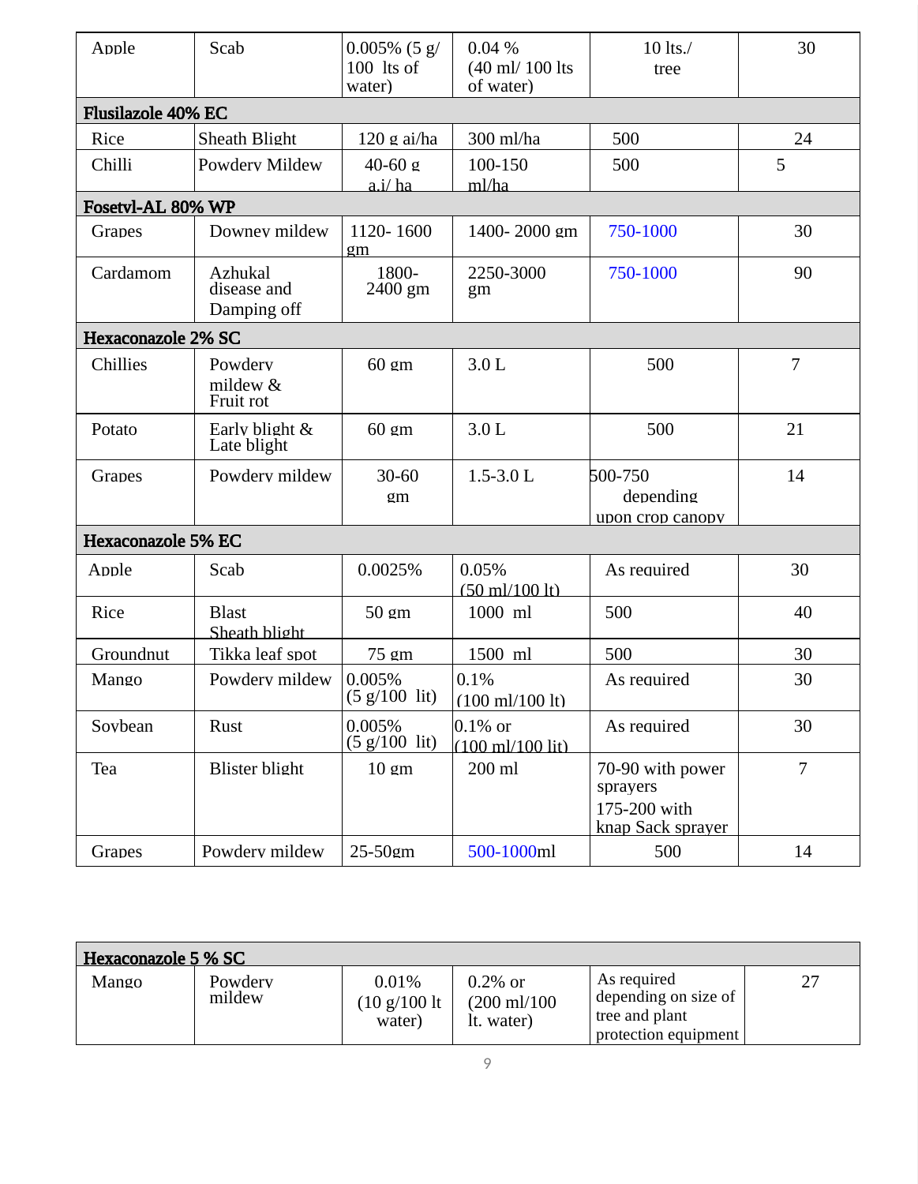| | | | | | |
|---|---|---|---|---|---|
| Apple | Scab | 0.005% (5 g/ 100 lts of water) | 0.04 % (40 ml/ 100 lts of water) | 10 lts./ tree | 30 |
| **Flusilazole 40% EC** | | | | | |
| Rice | Sheath Blight | 120 g ai/ha | 300 ml/ha | 500 | 24 |
| Chilli | Powdery Mildew | 40-60 g a.i/ ha | 100-150 ml/ha | 500 | 5 |
| **Fosetyl-AL 80% WP** | | | | | |
| Grapes | Downey mildew | 1120- 1600 gm | 1400- 2000 gm | 750-1000 | 30 |
| Cardamom | Azhukal disease and Damping off | 1800- 2400 gm | 2250-3000 gm | 750-1000 | 90 |
| **Hexaconazole 2% SC** | | | | | |
| Chillies | Powdery mildew & Fruit rot | 60 gm | 3.0 L | 500 | 7 |
| Potato | Early blight & Late blight | 60 gm | 3.0 L | 500 | 21 |
| Grapes | Powdery mildew | 30-60 gm | 1.5-3.0 L | 500-750 depending upon crop canopy | 14 |
| **Hexaconazole 5% EC** | | | | | |
| Apple | Scab | 0.0025% | 0.05% (50 ml/100 lt) | As required | 30 |
| Rice | Blast Sheath blight | 50 gm | 1000 ml | 500 | 40 |
| Groundnut | Tikka leaf spot | 75 gm | 1500 ml | 500 | 30 |
| Mango | Powdery mildew | 0.005% (5 g/100 lit) | 0.1% (100 ml/100 lt) | As required | 30 |
| Soybean | Rust | 0.005% (5 g/100 lit) | 0.1% or (100 ml/100 lit) | As required | 30 |
| Tea | Blister blight | 10 gm | 200 ml | 70-90 with power sprayers 175-200 with knap Sack sprayer | 7 |
| Grapes | Powdery mildew | 25-50gm | 500-1000ml | 500 | 14 |
| **Hexaconazole 5 % SC** | | | | | |
| Mango | Powdery mildew | 0.01% (10 g/100 lt water) | 0.2% or (200 ml/100 lt. water) | As required depending on size of tree and plant protection equipment | 27 |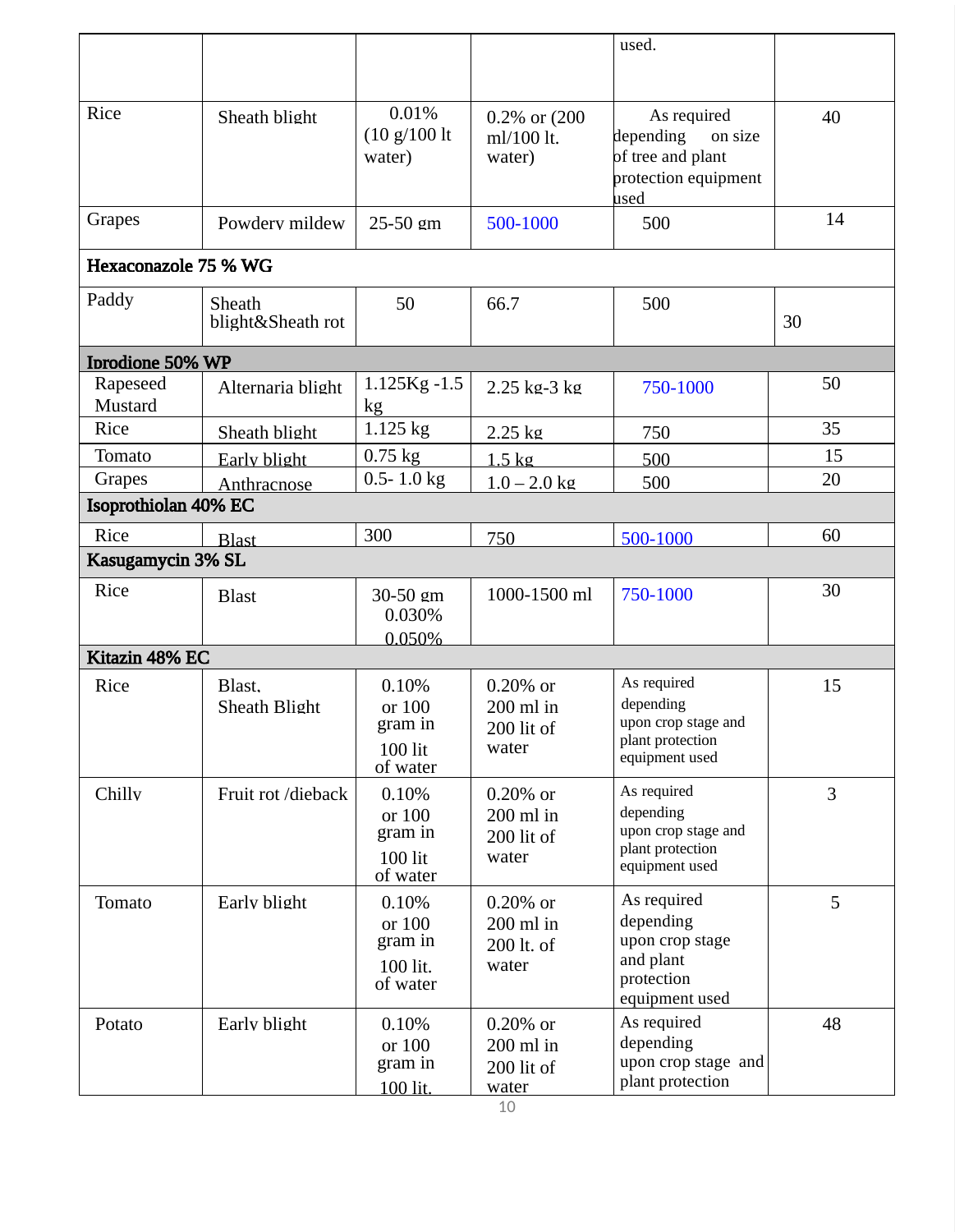| | | | | used. | |
|---|---|---|---|---|---|
| Rice | Sheath blight | 0.01% (10 g/100 lt water) | 0.2% or (200 ml/100 lt. water) | As required depending on size of tree and plant protection equipment used | 40 |
| Grapes | Powdery mildew | 25-50 gm | 500-1000 | 500 | 14 |
| **Hexaconazole 75 % WG** | | | | | |
| Paddy | Sheath blight&Sheath rot | 50 | 66.7 | 500 | 30 |
| **Iprodione 50% WP** | | | | | |
| Rapeseed Mustard | Alternaria blight | 1.125Kg -1.5 kg | 2.25 kg-3 kg | 750-1000 | 50 |
| Rice | Sheath blight | 1.125 kg | 2.25 kg | 750 | 35 |
| Tomato | Early blight | 0.75 kg | 1.5 kg | 500 | 15 |
| Grapes | Anthracnose | 0.5- 1.0 kg | 1.0 – 2.0 kg | 500 | 20 |
| **Isoprothiolan 40% EC** | | | | | |
| Rice | Blast | 300 | 750 | 500-1000 | 60 |
| **Kasugamycin 3% SL** | | | | | |
| Rice | Blast | 30-50 gm 0.030% 0.050% | 1000-1500 ml | 750-1000 | 30 |
| **Kitazin 48% EC** | | | | | |
| Rice | Blast, Sheath Blight | 0.10% or 100 gram in 100 lit of water | 0.20% or 200 ml in 200 lit of water | As required depending upon crop stage and plant protection equipment used | 15 |
| Chilly | Fruit rot /dieback | 0.10% or 100 gram in 100 lit of water | 0.20% or 200 ml in 200 lit of water | As required depending upon crop stage and plant protection equipment used | 3 |
| Tomato | Early blight | 0.10% or 100 gram in 100 lit. of water | 0.20% or 200 ml in 200 lt. of water | As required depending upon crop stage and plant protection equipment used | 5 |
| Potato | Early blight | 0.10% or 100 gram in 100 lit. | 0.20% or 200 ml in 200 lit of water | As required depending upon crop stage and plant protection | 48 |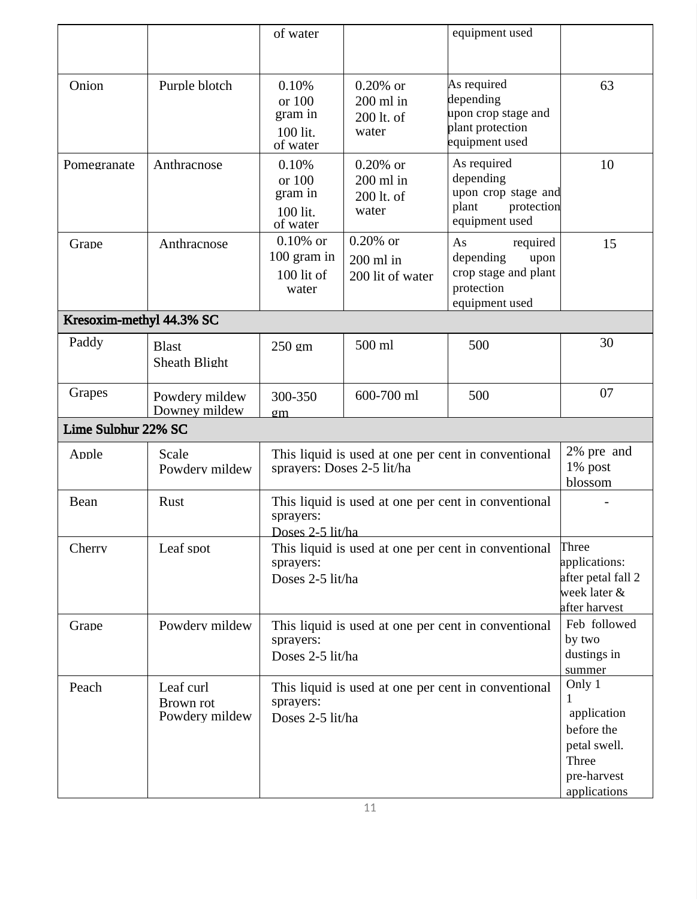| | | of water | | equipment used | |
|---|---|---|---|---|---|
| Onion | Purple blotch | 0.10% or 100 gram in 100 lit. of water | 0.20% or 200 ml in 200 lt. of water | As required depending upon crop stage and plant protection equipment used | 63 |
| Pomegranate | Anthracnose | 0.10% or 100 gram in 100 lit. of water | 0.20% or 200 ml in 200 lt. of water | As required depending upon crop stage and plant protection equipment used | 10 |
| Grape | Anthracnose | 0.10% or 100 gram in 100 lit of water | 0.20% or 200 ml in 200 lit of water | As required depending upon crop stage and plant protection equipment used | 15 |
| **Kresoxim-methyl 44.3% SC** | | | | | |
| Paddy | Blast<br>Sheath Blight | 250 gm | 500 ml | 500 | 30 |
| Grapes | Powdery mildew<br>Downey mildew | 300-350 gm | 600-700 ml | 500 | 07 |
| **Lime Sulphur 22% SC** | | | | | |
| Apple | Scale<br>Powdery mildew | This liquid is used at one per cent in conventional sprayers: Doses 2-5 lit/ha | | | 2% pre and 1% post blossom |
| Bean | Rust | This liquid is used at one per cent in conventional sprayers: Doses 2-5 lit/ha | | | - |
| Cherry | Leaf spot | This liquid is used at one per cent in conventional sprayers: Doses 2-5 lit/ha | | | Three applications: after petal fall 2 week later & after harvest |
| Grape | Powdery mildew | This liquid is used at one per cent in conventional sprayers: Doses 2-5 lit/ha | | | Feb followed by two dustings in summer |
| Peach | Leaf curl<br>Brown rot<br>Powdery mildew | This liquid is used at one per cent in conventional sprayers: Doses 2-5 lit/ha | | | Only 1 1 application before the petal swell. Three pre-harvest applications |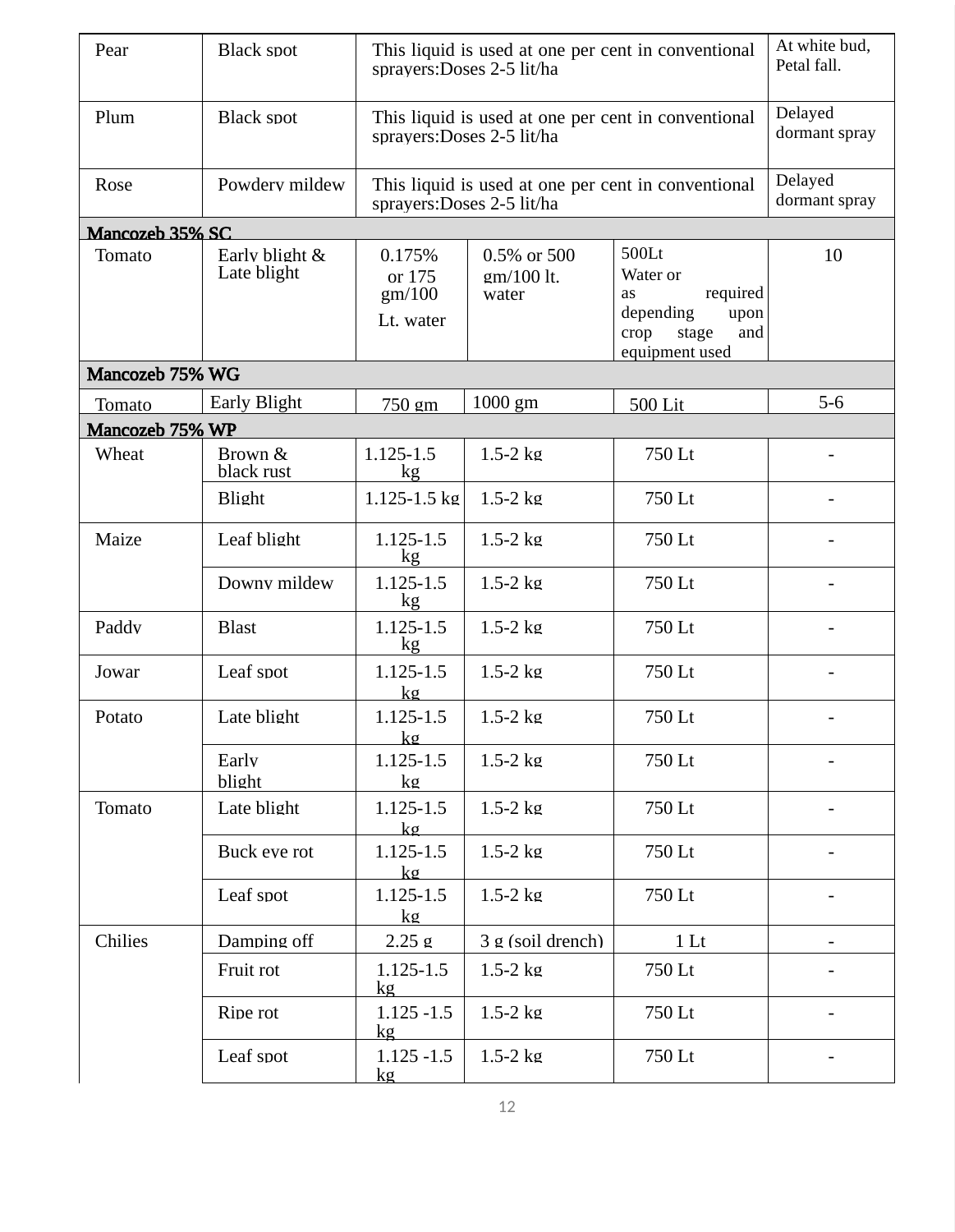| | | | | | |
|---|---|---|---|---|---|
| Pear | Black spot | This liquid is used at one per cent in conventional sprayers:Doses 2-5 lit/ha | | | At white bud, Petal fall. |
| Plum | Black spot | This liquid is used at one per cent in conventional sprayers:Doses 2-5 lit/ha | | | Delayed dormant spray |
| Rose | Powdery mildew | This liquid is used at one per cent in conventional sprayers:Doses 2-5 lit/ha | | | Delayed dormant spray |
| **Mancozeb 35% SC** | | | | | |
| Tomato | Early blight & Late blight | 0.175% or 175 gm/100 Lt. water | 0.5% or 500 gm/100 lt. water | 500Lt Water or as required depending upon crop stage and equipment used | 10 |
| **Mancozeb 75% WG** | | | | | |
| Tomato | Early Blight | 750 gm | 1000 gm | 500 Lit | 5-6 |
| **Mancozeb 75% WP** | | | | | |
| Wheat | Brown & black rust | 1.125-1.5 kg | 1.5-2 kg | 750 Lt | - |
| | Blight | 1.125-1.5 kg | 1.5-2 kg | 750 Lt | - |
| Maize | Leaf blight | 1.125-1.5 kg | 1.5-2 kg | 750 Lt | - |
| | Downy mildew | 1.125-1.5 kg | 1.5-2 kg | 750 Lt | - |
| Paddy | Blast | 1.125-1.5 kg | 1.5-2 kg | 750 Lt | - |
| Jowar | Leaf spot | 1.125-1.5 kg | 1.5-2 kg | 750 Lt | - |
| Potato | Late blight | 1.125-1.5 kg | 1.5-2 kg | 750 Lt | - |
| | Early blight | 1.125-1.5 kg | 1.5-2 kg | 750 Lt | - |
| Tomato | Late blight | 1.125-1.5 kg | 1.5-2 kg | 750 Lt | - |
| | Buck eye rot | 1.125-1.5 kg | 1.5-2 kg | 750 Lt | - |
| | Leaf spot | 1.125-1.5 kg | 1.5-2 kg | 750 Lt | - |
| Chilies | Damping off | 2.25 g | 3 g (soil drench) | 1 Lt | - |
| | Fruit rot | 1.125-1.5 kg | 1.5-2 kg | 750 Lt | - |
| | Ripe rot | 1.125 -1.5 kg | 1.5-2 kg | 750 Lt | - |
| | Leaf spot | 1.125 -1.5 kg | 1.5-2 kg | 750 Lt | - |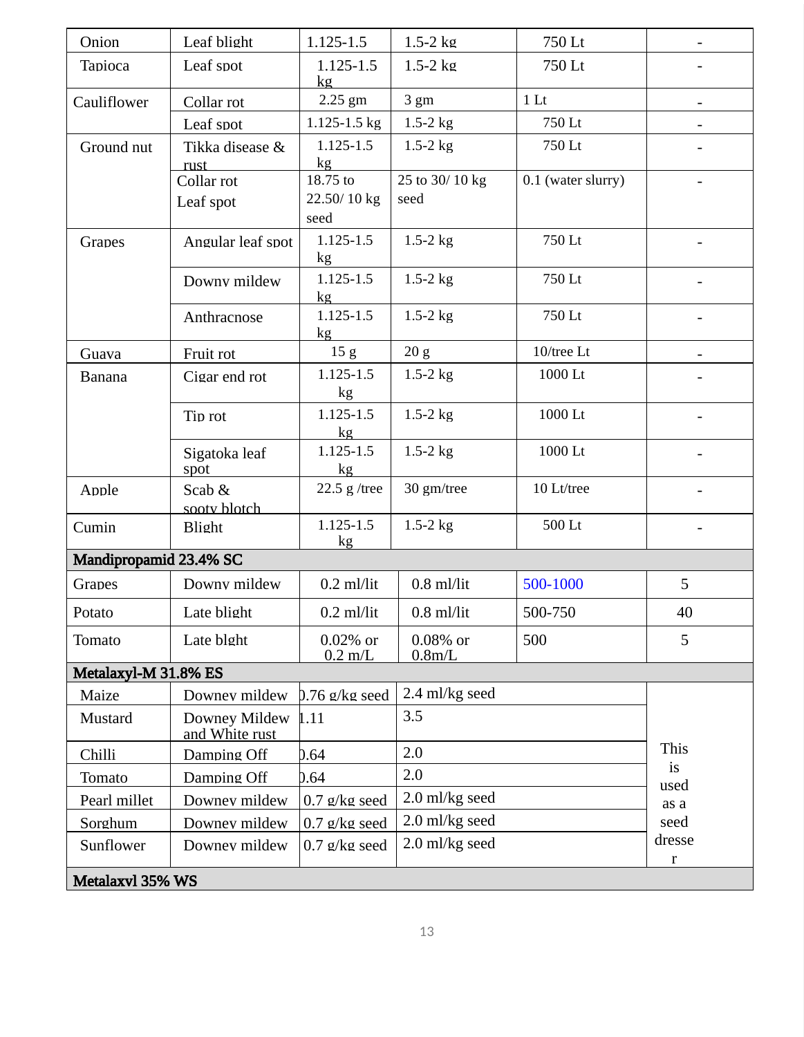| Onion | Leaf blight | 1.125-1.5 | 1.5-2 kg | 750 Lt | - |
|---|---|---|---|---|---|
| Tapioca | Leaf spot | 1.125-1.5 kg | 1.5-2 kg | 750 Lt | - |
| Cauliflower | Collar rot | 2.25 gm | 3 gm | 1 Lt | - |
| | Leaf spot | 1.125-1.5 kg | 1.5-2 kg | 750 Lt | - |
| Ground nut | Tikka disease & rust | 1.125-1.5 kg | 1.5-2 kg | 750 Lt | - |
| | Collar rot Leaf spot | 18.75 to 22.50/ 10 kg seed | 25 to 30/ 10 kg seed | 0.1 (water slurry) | - |
| Grapes | Angular leaf spot | 1.125-1.5 kg | 1.5-2 kg | 750 Lt | - |
| | Downy mildew | 1.125-1.5 kg | 1.5-2 kg | 750 Lt | - |
| | Anthracnose | 1.125-1.5 kg | 1.5-2 kg | 750 Lt | - |
| Guava | Fruit rot | 15 g | 20 g | 10/tree Lt | - |
| Banana | Cigar end rot | 1.125-1.5 kg | 1.5-2 kg | 1000 Lt | - |
| | Tip rot | 1.125-1.5 kg | 1.5-2 kg | 1000 Lt | - |
| | Sigatoka leaf spot | 1.125-1.5 kg | 1.5-2 kg | 1000 Lt | - |
| Apple | Scab & sooty blotch | 22.5 g /tree | 30 gm/tree | 10 Lt/tree | - |
| Cumin | Blight | 1.125-1.5 kg | 1.5-2 kg | 500 Lt | - |
| **Mandipropamid 23.4% SC** | | | | | |
| Grapes | Downy mildew | 0.2 ml/lit | 0.8 ml/lit | 500-1000 | 5 |
| Potato | Late blight | 0.2 ml/lit | 0.8 ml/lit | 500-750 | 40 |
| Tomato | Late blght | 0.02% or 0.2 m/L | 0.08% or 0.8m/L | 500 | 5 |
| **Metalaxyl-M 31.8% ES** | | | | | |
| Maize | Downey mildew | 0.76 g/kg seed | 2.4 ml/kg seed | | This is used as a seed dresser |
| Mustard | Downey Mildew and White rust | 1.11 | 3.5 | | |
| Chilli | Damping Off | 0.64 | 2.0 | | |
| Tomato | Damping Off | 0.64 | 2.0 | | |
| Pearl millet | Downey mildew | 0.7 g/kg seed | 2.0 ml/kg seed | | |
| Sorghum | Downey mildew | 0.7 g/kg seed | 2.0 ml/kg seed | | |
| Sunflower | Downey mildew | 0.7 g/kg seed | 2.0 ml/kg seed | | |
| **Metalaxyl 35% WS** | | | | | |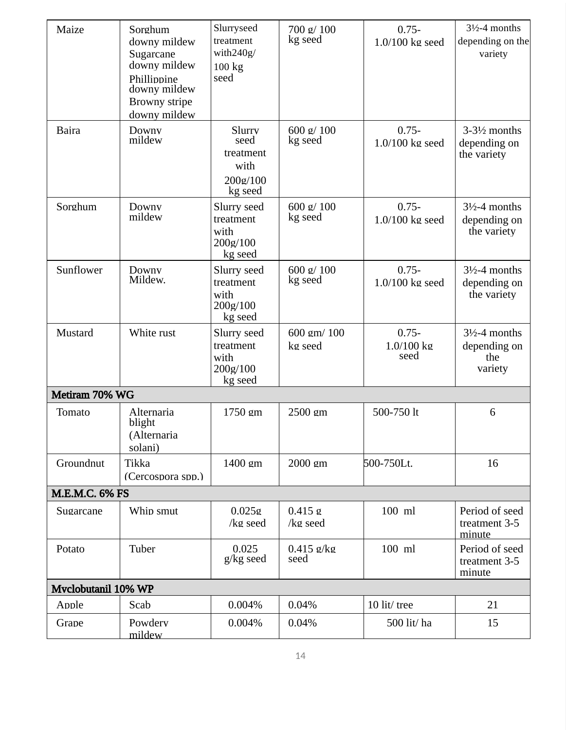| Maize | Sorghum downy mildew Sugarcane downy mildew Phillippine downy mildew Browny stripe downy mildew | Slurryseed treatment with240g/ 100 kg seed | 700 g/ 100 kg seed | 0.75-1.0/100 kg seed | 3½-4 months depending on the variety |
|---|---|---|---|---|---|
| Bajra | Downy mildew | Slurry seed treatment with 200g/100 kg seed | 600 g/ 100 kg seed | 0.75-1.0/100 kg seed | 3-3½ months depending on the variety |
| Sorghum | Downy mildew | Slurry seed treatment with 200g/100 kg seed | 600 g/ 100 kg seed | 0.75-1.0/100 kg seed | 3½-4 months depending on the variety |
| Sunflower | Downy Mildew. | Slurry seed treatment with 200g/100 kg seed | 600 g/ 100 kg seed | 0.75-1.0/100 kg seed | 3½-4 months depending on the variety |
| Mustard | White rust | Slurry seed treatment with 200g/100 kg seed | 600 gm/ 100 kg seed | 0.75-1.0/100 kg seed | 3½-4 months depending on the variety |
| **Metiram 70% WG** | | | | | |
| Tomato | Alternaria blight (Alternaria solani) | 1750 gm | 2500 gm | 500-750 lt | 6 |
| Groundnut | Tikka (Cercospora spp.) | 1400 gm | 2000 gm | 500-750Lt. | 16 |
| **M.E.M.C. 6% FS** | | | | | |
| Sugarcane | Whip smut | 0.025g /kg seed | 0.415 g /kg seed | 100 ml | Period of seed treatment 3-5 minute |
| Potato | Tuber | 0.025 g/kg seed | 0.415 g/kg seed | 100 ml | Period of seed treatment 3-5 minute |
| **Myclobutanil 10% WP** | | | | | |
| Apple | Scab | 0.004% | 0.04% | 10 lit/ tree | 21 |
| Grape | Powdery mildew | 0.004% | 0.04% | 500 lit/ ha | 15 |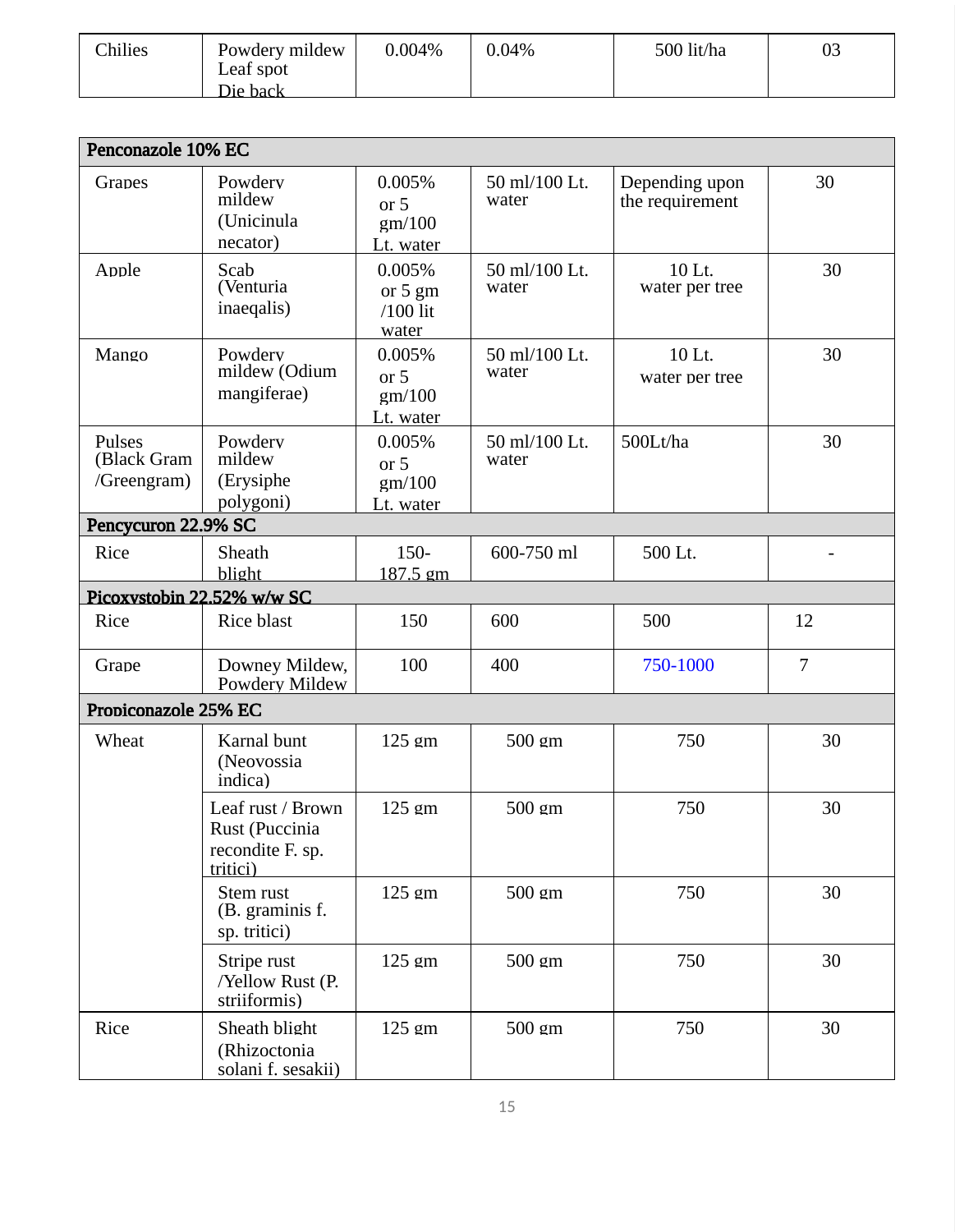| Chilies | Powdery mildew Leaf spot Die back | 0.004% | 0.04% | 500 lit/ha | 03 |
|---|---|---|---|---|---|
| **Penconazole 10% EC** | | | | | |
| Grapes | Powdery mildew (Unicinula necator) | 0.005% or 5 gm/100 Lt. water | 50 ml/100 Lt. water | Depending upon the requirement | 30 |
| Apple | Scab (Venturia inaeqalis) | 0.005% or 5 gm /100 lit water | 50 ml/100 Lt. water | 10 Lt. water per tree | 30 |
| Mango | Powdery mildew (Odium mangiferae) | 0.005% or 5 gm/100 Lt. water | 50 ml/100 Lt. water | 10 Lt. water per tree | 30 |
| Pulses (Black Gram /Greengram) | Powdery mildew (Erysiphe polygoni) | 0.005% or 5 gm/100 Lt. water | 50 ml/100 Lt. water | 500Lt/ha | 30 |
| **Pencycuron 22.9% SC** | | | | | |
| Rice | Sheath blight | 150-187.5 gm | 600-750 ml | 500 Lt. | - |
| **Picoxystobin 22.52% w/w SC** | | | | | |
| Rice | Rice blast | 150 | 600 | 500 | 12 |
| Grape | Downey Mildew, Powdery Mildew | 100 | 400 | 750-1000 | 7 |
| **Propiconazole 25% EC** | | | | | |
| Wheat | Karnal bunt (Neovossia indica) | 125 gm | 500 gm | 750 | 30 |
| | Leaf rust / Brown Rust (Puccinia recondite F. sp. tritici) | 125 gm | 500 gm | 750 | 30 |
| | Stem rust (B. graminis f. sp. tritici) | 125 gm | 500 gm | 750 | 30 |
| | Stripe rust /Yellow Rust (P. striiformis) | 125 gm | 500 gm | 750 | 30 |
| Rice | Sheath blight (Rhizoctonia solani f. sesakii) | 125 gm | 500 gm | 750 | 30 |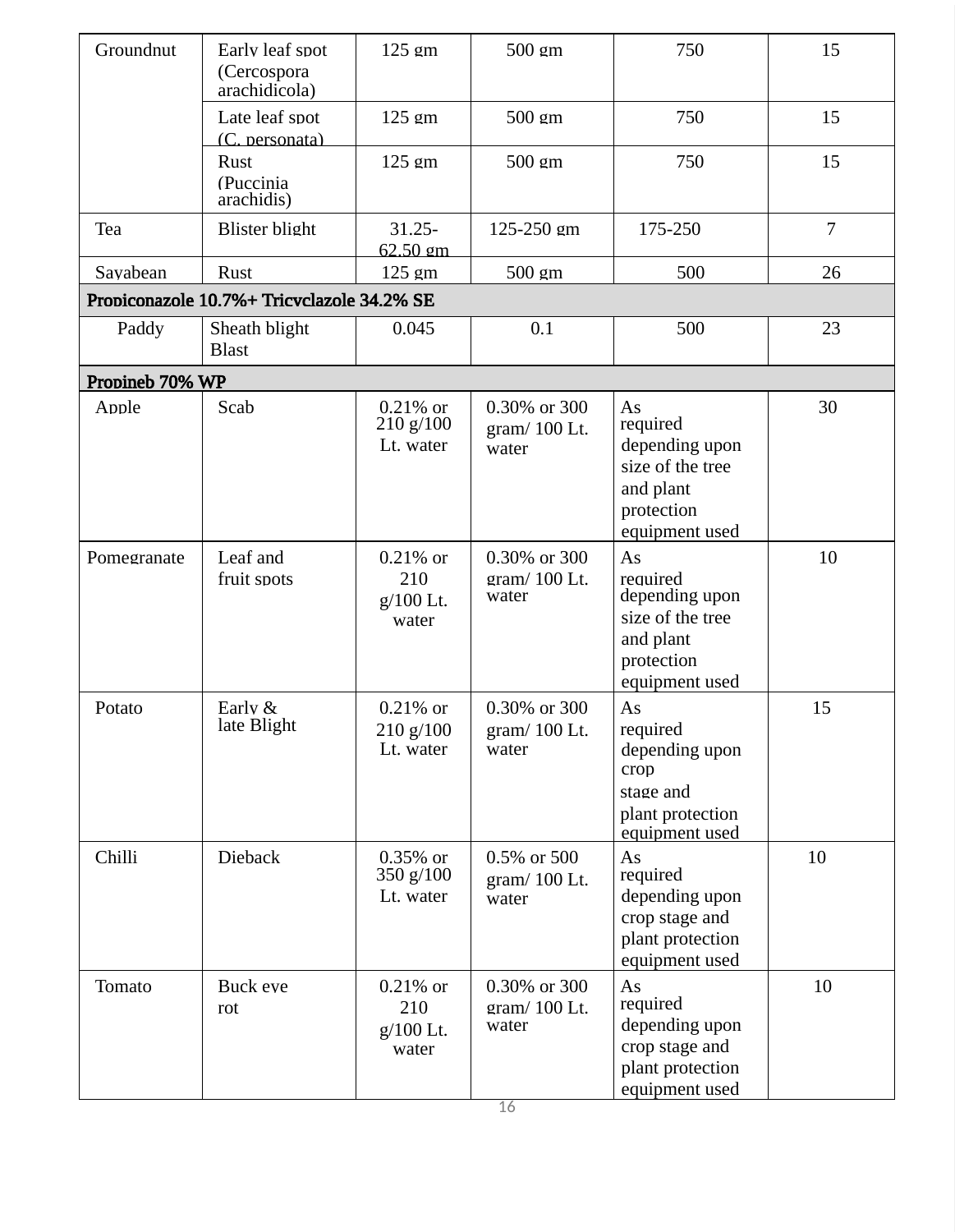| Groundnut | Early leaf spot (Cercospora arachidicola) | 125 gm | 500 gm | 750 | 15 |
|---|---|---|---|---|---|
| | Late leaf spot (C. personata) | 125 gm | 500 gm | 750 | 15 |
| | Rust (Puccinia arachidis) | 125 gm | 500 gm | 750 | 15 |
| Tea | Blister blight | 31.25-62.50 gm | 125-250 gm | 175-250 | 7 |
| Sayabean | Rust | 125 gm | 500 gm | 500 | 26 |
| **Propiconazole 10.7%+ Tricyclazole 34.2% SE** | | | | | |
| Paddy | Sheath blight Blast | 0.045 | 0.1 | 500 | 23 |
| **Propineb 70% WP** | | | | | |
| Apple | Scab | 0.21% or 210 g/100 Lt. water | 0.30% or 300 gram/ 100 Lt. water | As required depending upon size of the tree and plant protection equipment used | 30 |
| Pomegranate | Leaf and fruit spots | 0.21% or 210 g/100 Lt. water | 0.30% or 300 gram/ 100 Lt. water | As required depending upon size of the tree and plant protection equipment used | 10 |
| Potato | Early & late Blight | 0.21% or 210 g/100 Lt. water | 0.30% or 300 gram/ 100 Lt. water | As required depending upon crop stage and plant protection equipment used | 15 |
| Chilli | Dieback | 0.35% or 350 g/100 Lt. water | 0.5% or 500 gram/ 100 Lt. water | As required depending upon crop stage and plant protection equipment used | 10 |
| Tomato | Buck eye rot | 0.21% or 210 g/100 Lt. water | 0.30% or 300 gram/ 100 Lt. water | As required depending upon crop stage and plant protection equipment used | 10 |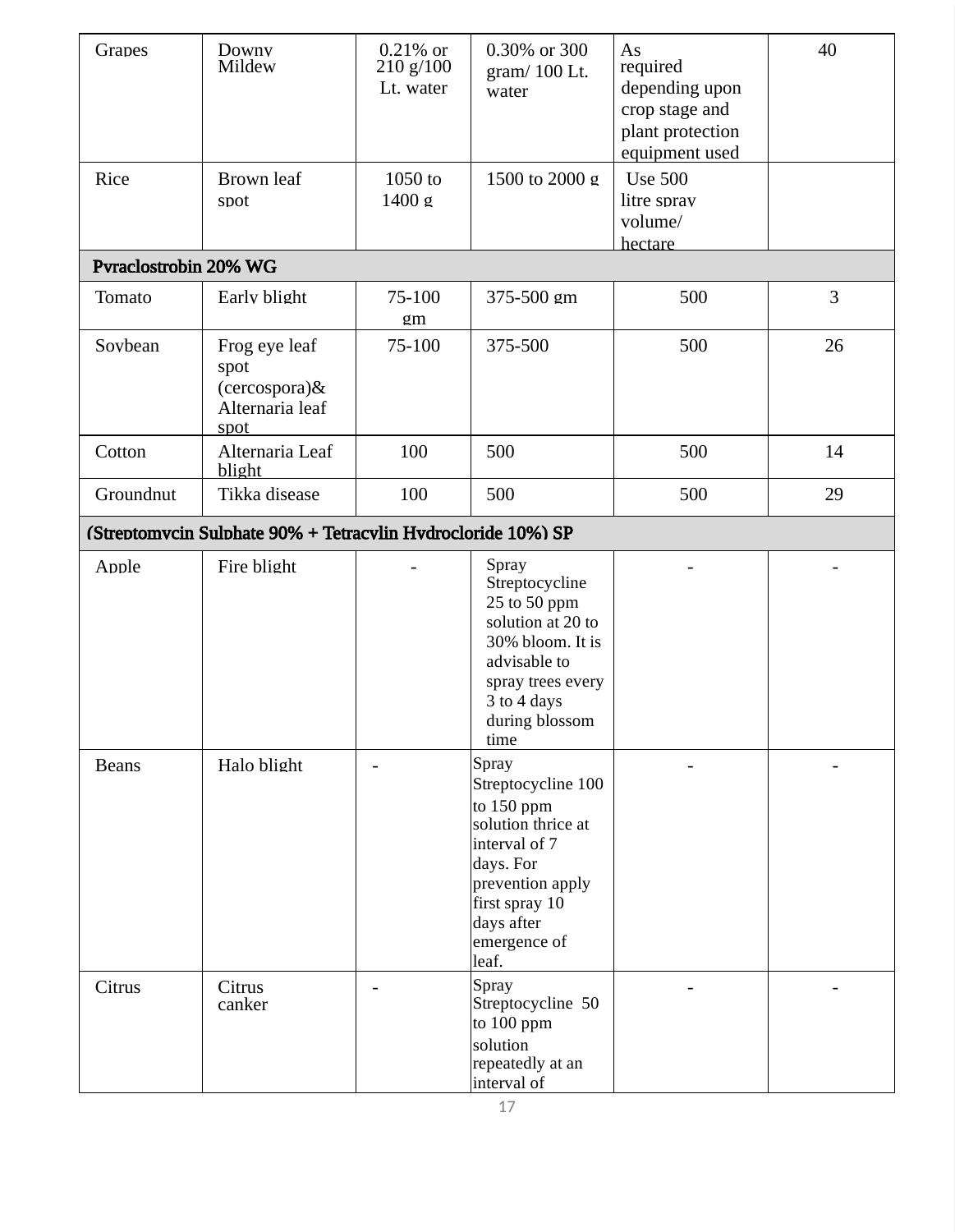| Grapes | Downy Mildew | 0.21% or 210 g/100 Lt. water | 0.30% or 300 gram/ 100 Lt. water | As required depending upon crop stage and plant protection equipment used | 40 |
|---|---|---|---|---|---|
| Rice | Brown leaf spot | 1050 to 1400 g | 1500 to 2000 g | Use 500 litre spray volume/ hectare | |
| **Pyraclostrobin 20% WG** | | | | | |
| Tomato | Early blight | 75-100 gm | 375-500 gm | 500 | 3 |
| Soybean | Frog eye leaf spot (cercospora)& Alternaria leaf spot | 75-100 | 375-500 | 500 | 26 |
| Cotton | Alternaria Leaf blight | 100 | 500 | 500 | 14 |
| Groundnut | Tikka disease | 100 | 500 | 500 | 29 |
| **(Streptomycin Sulphate 90% + Tetracylin Hydrocloride 10%) SP** | | | | | |
| Apple | Fire blight | - | Spray Streptocycline 25 to 50 ppm solution at 20 to 30% bloom. It is advisable to spray trees every 3 to 4 days during blossom time | - | - |
| Beans | Halo blight | - | Spray Streptocycline 100 to 150 ppm solution thrice at interval of 7 days. For prevention apply first spray 10 days after emergence of leaf. | - | - |
| Citrus | Citrus canker | - | Spray Streptocycline 50 to 100 ppm solution repeatedly at an interval of | - | - |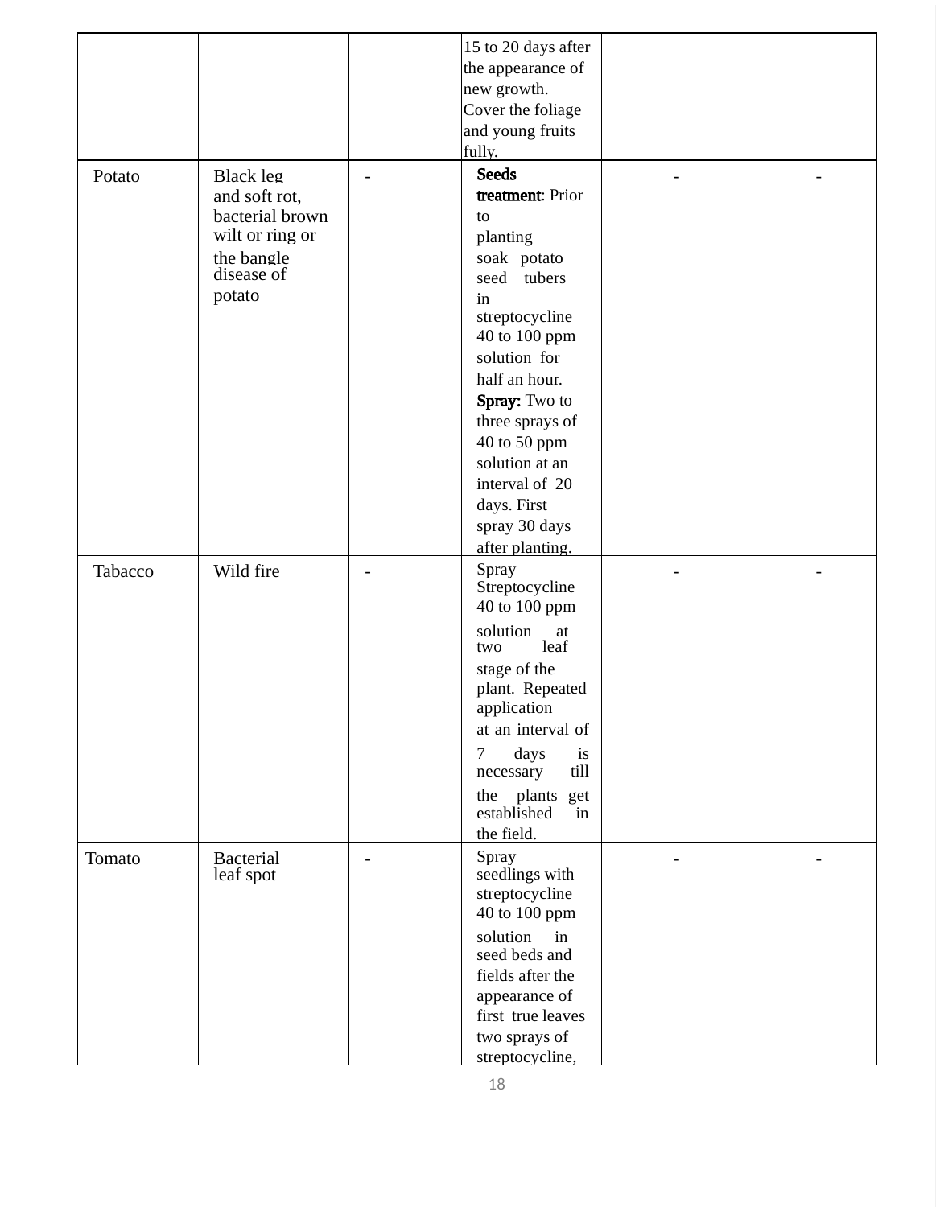|  |  |  | 15 to 20 days after the appearance of new growth. Cover the foliage and young fruits fully. |  |  |
| --- | --- | --- | --- | --- | --- |
| Potato | Black leg and soft rot, bacterial brown wilt or ring or the bangle disease of potato | - | **Seeds treatment**: Prior to planting soak potato seed tubers in streptocycline 40 to 100 ppm solution for half an hour. **Spray:** Two to three sprays of 40 to 50 ppm solution at an interval of 20 days. First spray 30 days after planting. | - | - |
| Tabacco | Wild fire | - | Spray Streptocycline 40 to 100 ppm solution at two leaf stage of the plant. Repeated application at an interval of 7 days is necessary till the plants get established in the field. | - | - |
| Tomato | Bacterial leaf spot | - | Spray seedlings with streptocycline 40 to 100 ppm solution in seed beds and fields after the appearance of first true leaves two sprays of streptocycline, | - | - |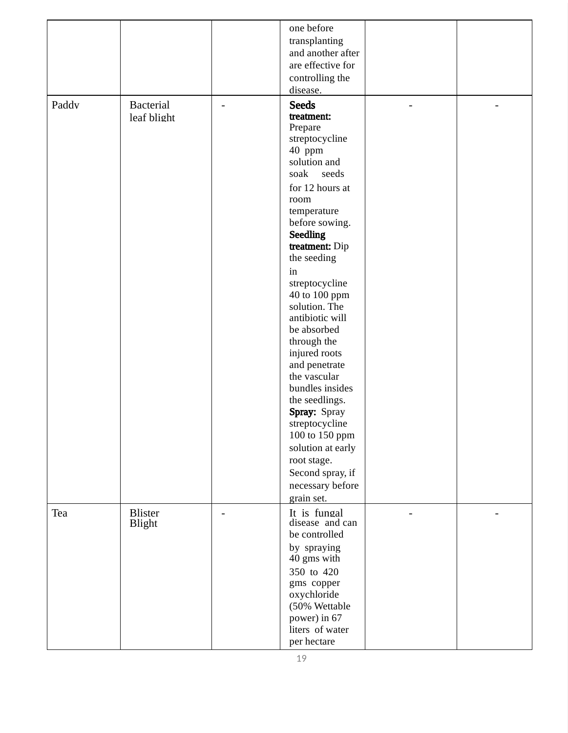| | | | | | |
|---|---|---|---|---|---|
| | | | one before transplanting and another after are effective for controlling the disease. | | |
| Paddy | Bacterial leaf blight | - | **Seeds treatment:** Prepare streptocycline 40 ppm solution and soak seeds for 12 hours at room temperature before sowing. **Seedling treatment:** Dip the seeding in streptocycline 40 to 100 ppm solution. The antibiotic will be absorbed through the injured roots and penetrate the vascular bundles insides the seedlings. **Spray:** Spray streptocycline 100 to 150 ppm solution at early root stage. Second spray, if necessary before grain set. | - | - |
| Tea | Blister Blight | - | It is fungal disease and can be controlled by spraying 40 gms with 350 to 420 gms copper oxychloride (50% Wettable power) in 67 liters of water per hectare | - | - |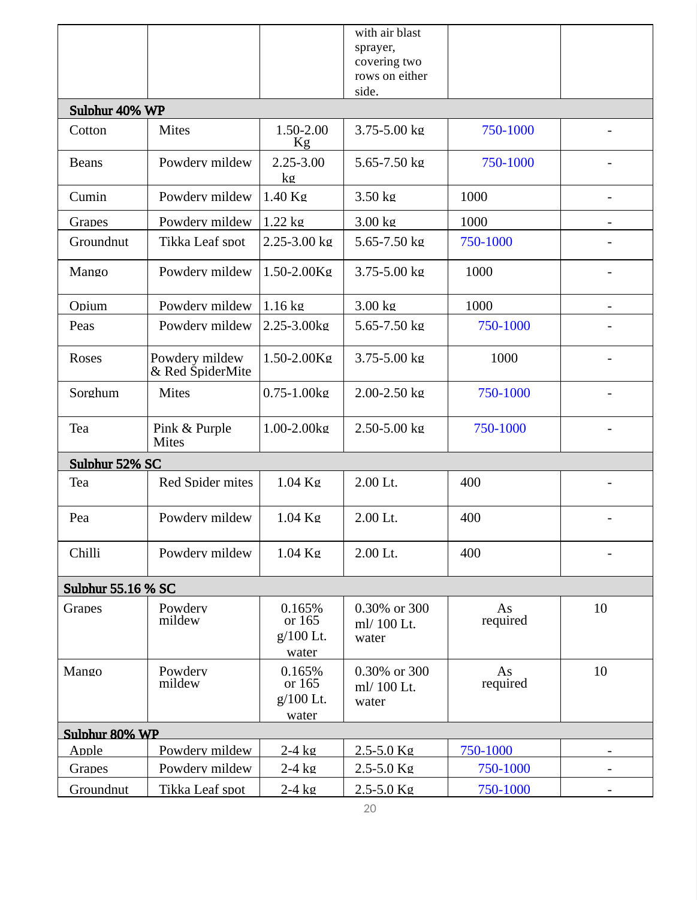| | | | with air blast sprayer, covering two rows on either side. | | |
|---|---|---|---|---|---|
| **Sulphur 40% WP** | | | | | |
| Cotton | Mites | 1.50-2.00 Kg | 3.75-5.00 kg | 750-1000 | - |
| Beans | Powdery mildew | 2.25-3.00 kg | 5.65-7.50 kg | 750-1000 | - |
| Cumin | Powdery mildew | 1.40 Kg | 3.50 kg | 1000 | - |
| Grapes | Powdery mildew | 1.22 kg | 3.00 kg | 1000 | - |
| Groundnut | Tikka Leaf spot | 2.25-3.00 kg | 5.65-7.50 kg | 750-1000 | - |
| Mango | Powdery mildew | 1.50-2.00Kg | 3.75-5.00 kg | 1000 | - |
| Opium | Powdery mildew | 1.16 kg | 3.00 kg | 1000 | - |
| Peas | Powdery mildew | 2.25-3.00kg | 5.65-7.50 kg | 750-1000 | - |
| Roses | Powdery mildew & Red SpiderMite | 1.50-2.00Kg | 3.75-5.00 kg | 1000 | - |
| Sorghum | Mites | 0.75-1.00kg | 2.00-2.50 kg | 750-1000 | - |
| Tea | Pink & Purple Mites | 1.00-2.00kg | 2.50-5.00 kg | 750-1000 | - |
| **Sulphur 52% SC** | | | | | |
| Tea | Red Spider mites | 1.04 Kg | 2.00 Lt. | 400 | - |
| Pea | Powdery mildew | 1.04 Kg | 2.00 Lt. | 400 | - |
| Chilli | Powdery mildew | 1.04 Kg | 2.00 Lt. | 400 | - |
| **Sulphur 55.16 % SC** | | | | | |
| Grapes | Powdery mildew | 0.165% or 165 g/100 Lt. water | 0.30% or 300 ml/ 100 Lt. water | As required | 10 |
| Mango | Powdery mildew | 0.165% or 165 g/100 Lt. water | 0.30% or 300 ml/ 100 Lt. water | As required | 10 |
| **Sulphur 80% WP** | | | | | |
| Apple | Powdery mildew | 2-4 kg | 2.5-5.0 Kg | 750-1000 | - |
| Grapes | Powdery mildew | 2-4 kg | 2.5-5.0 Kg | 750-1000 | - |
| Groundnut | Tikka Leaf spot | 2-4 kg | 2.5-5.0 Kg | 750-1000 | - |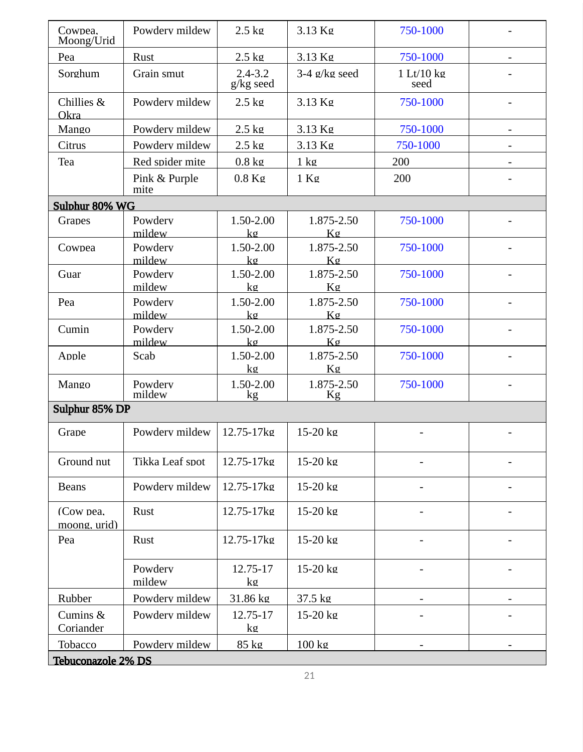| | | | | | |
|---|---|---|---|---|---|
| Cowpea, Moong/Urid | Powdery mildew | 2.5 kg | 3.13 Kg | 750-1000 | - |
| Pea | Rust | 2.5 kg | 3.13 Kg | 750-1000 | - |
| Sorghum | Grain smut | 2.4-3.2 g/kg seed | 3-4 g/kg seed | 1 Lt/10 kg seed | - |
| Chillies & Okra | Powdery mildew | 2.5 kg | 3.13 Kg | 750-1000 | - |
| Mango | Powdery mildew | 2.5 kg | 3.13 Kg | 750-1000 | - |
| Citrus | Powdery mildew | 2.5 kg | 3.13 Kg | 750-1000 | - |
| Tea | Red spider mite | 0.8 kg | 1 kg | 200 | - |
| | Pink & Purple mite | 0.8 Kg | 1 Kg | 200 | - |
| **Sulphur 80% WG** | | | | | |
| Grapes | Powdery mildew | 1.50-2.00 kg | 1.875-2.50 Kg | 750-1000 | - |
| Cowpea | Powdery mildew | 1.50-2.00 kg | 1.875-2.50 Kg | 750-1000 | - |
| Guar | Powdery mildew | 1.50-2.00 kg | 1.875-2.50 Kg | 750-1000 | - |
| Pea | Powdery mildew | 1.50-2.00 kg | 1.875-2.50 Kg | 750-1000 | - |
| Cumin | Powdery mildew | 1.50-2.00 kg | 1.875-2.50 Kg | 750-1000 | - |
| Apple | Scab | 1.50-2.00 kg | 1.875-2.50 Kg | 750-1000 | - |
| Mango | Powdery mildew | 1.50-2.00 kg | 1.875-2.50 Kg | 750-1000 | - |
| **Sulphur 85% DP** | | | | | |
| Grape | Powdery mildew | 12.75-17kg | 15-20 kg | - | - |
| Ground nut | Tikka Leaf spot | 12.75-17kg | 15-20 kg | - | - |
| Beans | Powdery mildew | 12.75-17kg | 15-20 kg | - | - |
| (Cow pea, moong, urid) | Rust | 12.75-17kg | 15-20 kg | - | - |
| Pea | Rust | 12.75-17kg | 15-20 kg | - | - |
| | Powdery mildew | 12.75-17 kg | 15-20 kg | - | - |
| Rubber | Powdery mildew | 31.86 kg | 37.5 kg | - | - |
| Cumins & Coriander | Powdery mildew | 12.75-17 kg | 15-20 kg | - | - |
| Tobacco | Powdery mildew | 85 kg | 100 kg | - | - |
| **Tebuconazole 2% DS** | | | | | |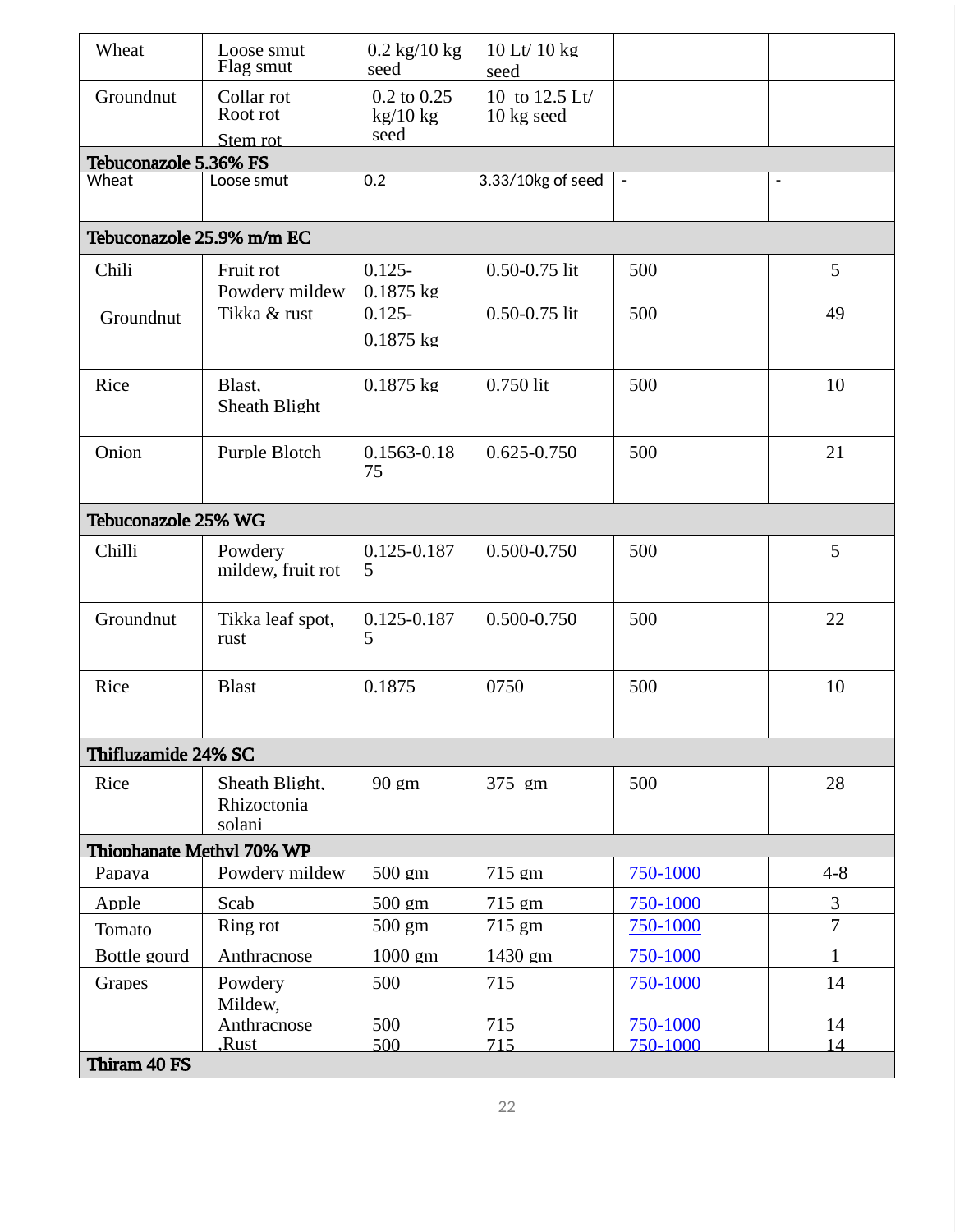| | | | | | |
|---|---|---|---|---|---|
| Wheat | Loose smut<br>Flag smut | 0.2 kg/10 kg seed | 10 Lt/ 10 kg seed | | |
| Groundnut | Collar rot<br>Root rot<br>Stem rot | 0.2 to 0.25 kg/10 kg seed | 10 to 12.5 Lt/ 10 kg seed | | |
| **Tebuconazole 5.36% FS** | | | | | |
| Wheat | Loose smut | 0.2 | 3.33/10kg of seed | - | - |
| **Tebuconazole 25.9% m/m EC** | | | | | |
| Chili | Fruit rot<br>Powdery mildew | 0.125-0.1875 kg | 0.50-0.75 lit | 500 | 5 |
| Groundnut | Tikka & rust | 0.125-0.1875 kg | 0.50-0.75 lit | 500 | 49 |
| Rice | Blast,<br>Sheath Blight | 0.1875 kg | 0.750 lit | 500 | 10 |
| Onion | Purple Blotch | 0.1563-0.1875 | 0.625-0.750 | 500 | 21 |
| **Tebuconazole 25% WG** | | | | | |
| Chilli | Powdery mildew, fruit rot | 0.125-0.1875 | 0.500-0.750 | 500 | 5 |
| Groundnut | Tikka leaf spot, rust | 0.125-0.1875 | 0.500-0.750 | 500 | 22 |
| Rice | Blast | 0.1875 | 0750 | 500 | 10 |
| **Thifluzamide 24% SC** | | | | | |
| Rice | Sheath Blight, Rhizoctonia solani | 90 gm | 375 gm | 500 | 28 |
| **Thiophanate Methyl 70% WP** | | | | | |
| Papaya | Powdery mildew | 500 gm | 715 gm | 750-1000 | 4-8 |
| Apple | Scab | 500 gm | 715 gm | 750-1000 | 3 |
| Tomato | Ring rot | 500 gm | 715 gm | 750-1000 | 7 |
| Bottle gourd | Anthracnose | 1000 gm | 1430 gm | 750-1000 | 1 |
| Grapes | Powdery Mildew,<br>Anthracnose<br>,Rust | 500<br>500<br>500 | 715<br>715<br>715 | 750-1000<br>750-1000<br>750-1000 | 14<br>14<br>14 |
| **Thiram 40 FS** | | | | | |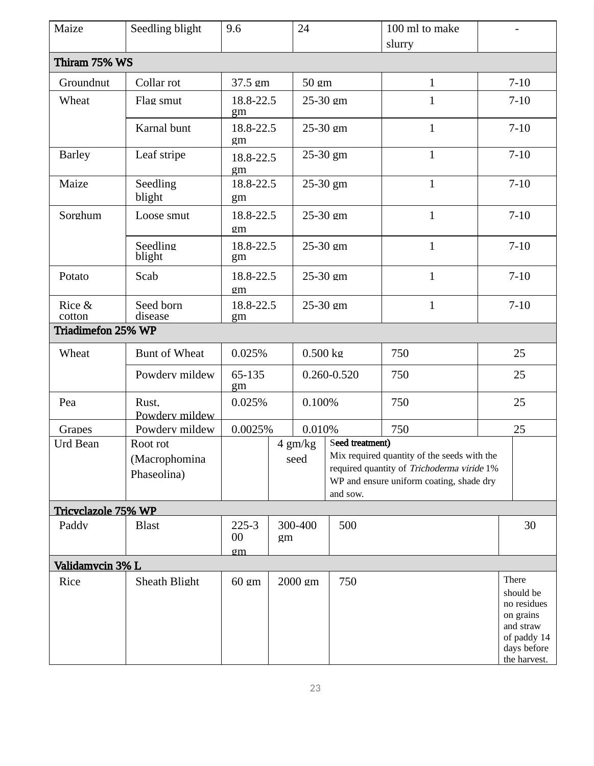| | | | | | |
|---|---|---|---|---|---|
| Maize | Seedling blight | 9.6 | 24 | 100 ml to make slurry | - |
| **Thiram 75% WS** | | | | | |
| Groundnut | Collar rot | 37.5 gm | 50 gm | 1 | 7-10 |
| Wheat | Flag smut | 18.8-22.5 gm | 25-30 gm | 1 | 7-10 |
| | Karnal bunt | 18.8-22.5 gm | 25-30 gm | 1 | 7-10 |
| Barley | Leaf stripe | 18.8-22.5 gm | 25-30 gm | 1 | 7-10 |
| Maize | Seedling blight | 18.8-22.5 gm | 25-30 gm | 1 | 7-10 |
| Sorghum | Loose smut | 18.8-22.5 gm | 25-30 gm | 1 | 7-10 |
| | Seedling blight | 18.8-22.5 gm | 25-30 gm | 1 | 7-10 |
| Potato | Scab | 18.8-22.5 gm | 25-30 gm | 1 | 7-10 |
| Rice & cotton | Seed born disease | 18.8-22.5 gm | 25-30 gm | 1 | 7-10 |
| **Triadimefon 25% WP** | | | | | |
| Wheat | Bunt of Wheat | 0.025% | 0.500 kg | 750 | 25 |
| | Powdery mildew | 65-135 gm | 0.260-0.520 | 750 | 25 |
| Pea | Rust, Powdery mildew | 0.025% | 0.100% | 750 | 25 |
| Grapes | Powdery mildew | 0.0025% | 0.010% | 750 | 25 |
| Urd Bean | Root rot (Macrophomina Phaseolina) | | 4 gm/kg seed | **Seed treatment)** Mix required quantity of the seeds with the required quantity of *Trichoderma viride* 1% WP and ensure uniform coating, shade dry and sow. | |
| **Tricyclazole 75% WP** | | | | | |
| Paddy | Blast | 225-300 gm | 300-400 gm | 500 | 30 |
| **Validamycin 3% L** | | | | | |
| Rice | Sheath Blight | 60 gm | 2000 gm | 750 | There should be no residues on grains and straw of paddy 14 days before the harvest. |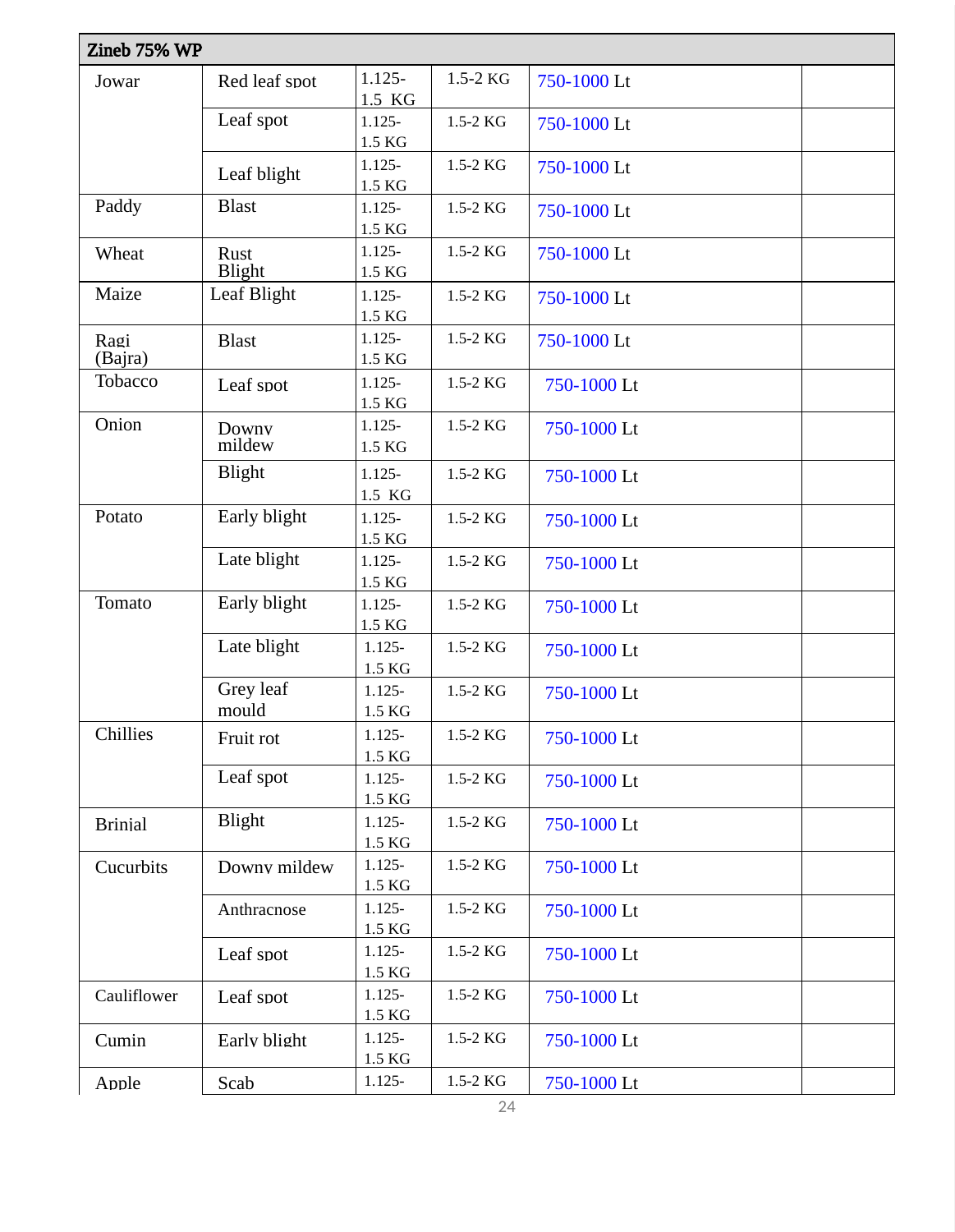| Zineb 75% WP | | | | | |
|---|---|---|---|---|---|
| Jowar | Red leaf spot | 1.125-1.5 KG | 1.5-2 KG | 750-1000 Lt | |
| | Leaf spot | 1.125-1.5 KG | 1.5-2 KG | 750-1000 Lt | |
| | Leaf blight | 1.125-1.5 KG | 1.5-2 KG | 750-1000 Lt | |
| Paddy | Blast | 1.125-1.5 KG | 1.5-2 KG | 750-1000 Lt | |
| Wheat | Rust Blight | 1.125-1.5 KG | 1.5-2 KG | 750-1000 Lt | |
| Maize | Leaf Blight | 1.125-1.5 KG | 1.5-2 KG | 750-1000 Lt | |
| Ragi (Bajra) | Blast | 1.125-1.5 KG | 1.5-2 KG | 750-1000 Lt | |
| Tobacco | Leaf spot | 1.125-1.5 KG | 1.5-2 KG | 750-1000 Lt | |
| Onion | Downy mildew | 1.125-1.5 KG | 1.5-2 KG | 750-1000 Lt | |
| | Blight | 1.125-1.5 KG | 1.5-2 KG | 750-1000 Lt | |
| Potato | Early blight | 1.125-1.5 KG | 1.5-2 KG | 750-1000 Lt | |
| | Late blight | 1.125-1.5 KG | 1.5-2 KG | 750-1000 Lt | |
| Tomato | Early blight | 1.125-1.5 KG | 1.5-2 KG | 750-1000 Lt | |
| | Late blight | 1.125-1.5 KG | 1.5-2 KG | 750-1000 Lt | |
| | Grey leaf mould | 1.125-1.5 KG | 1.5-2 KG | 750-1000 Lt | |
| Chillies | Fruit rot | 1.125-1.5 KG | 1.5-2 KG | 750-1000 Lt | |
| | Leaf spot | 1.125-1.5 KG | 1.5-2 KG | 750-1000 Lt | |
| Brinjal | Blight | 1.125-1.5 KG | 1.5-2 KG | 750-1000 Lt | |
| Cucurbits | Downy mildew | 1.125-1.5 KG | 1.5-2 KG | 750-1000 Lt | |
| | Anthracnose | 1.125-1.5 KG | 1.5-2 KG | 750-1000 Lt | |
| | Leaf spot | 1.125-1.5 KG | 1.5-2 KG | 750-1000 Lt | |
| Cauliflower | Leaf spot | 1.125-1.5 KG | 1.5-2 KG | 750-1000 Lt | |
| Cumin | Early blight | 1.125-1.5 KG | 1.5-2 KG | 750-1000 Lt | |
| Apple | Scab | 1.125- | 1.5-2 KG | 750-1000 Lt | |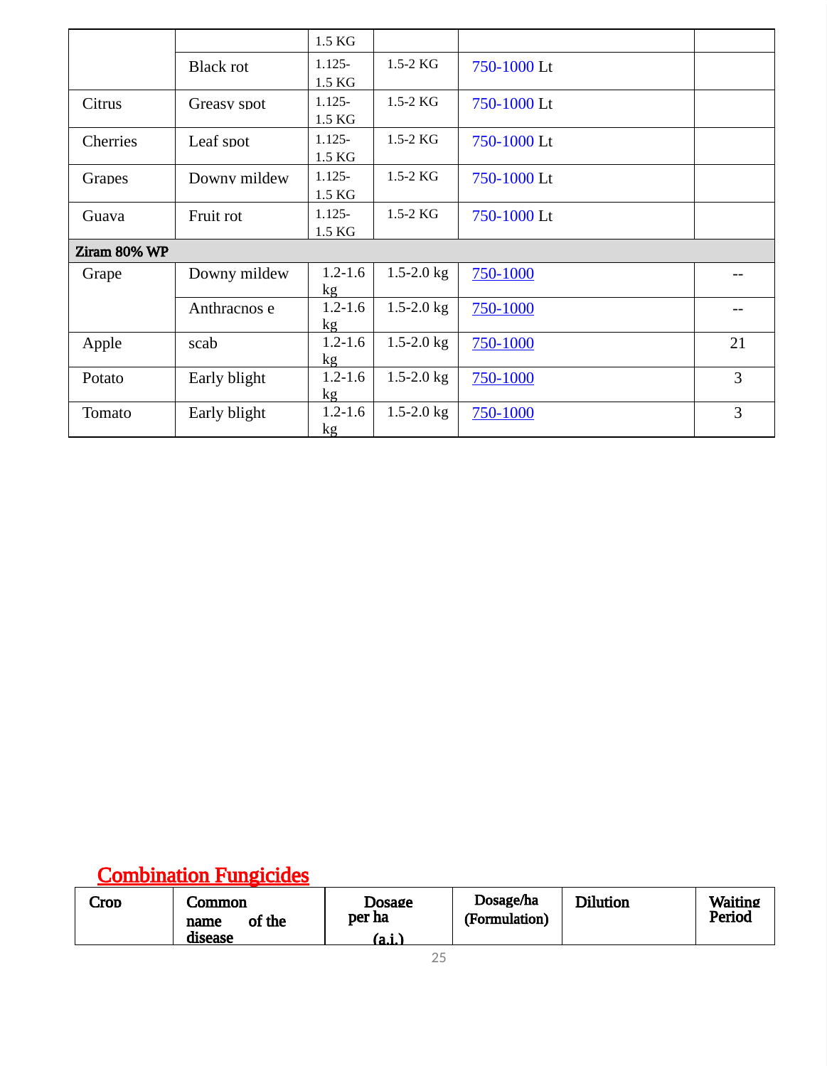| | | 1.5 KG | | | |
|---|---|---|---|---|---|
| | Black rot | 1.125-1.5 KG | 1.5-2 KG | 750-1000 Lt | |
| Citrus | Greasy spot | 1.125-1.5 KG | 1.5-2 KG | 750-1000 Lt | |
| Cherries | Leaf spot | 1.125-1.5 KG | 1.5-2 KG | 750-1000 Lt | |
| Grapes | Downy mildew | 1.125-1.5 KG | 1.5-2 KG | 750-1000 Lt | |
| Guava | Fruit rot | 1.125-1.5 KG | 1.5-2 KG | 750-1000 Lt | |
| **Ziram 80% WP** | | | | | |
| Grape | Downy mildew | 1.2-1.6 kg | 1.5-2.0 kg | 750-1000 | -- |
| | Anthracnos e | 1.2-1.6 kg | 1.5-2.0 kg | 750-1000 | -- |
| Apple | scab | 1.2-1.6 kg | 1.5-2.0 kg | 750-1000 | 21 |
| Potato | Early blight | 1.2-1.6 kg | 1.5-2.0 kg | 750-1000 | 3 |
| Tomato | Early blight | 1.2-1.6 kg | 1.5-2.0 kg | 750-1000 | 3 |

## Combination Fungicides

| Crop | Common name of the disease | Dosage per ha (a.i.) | Dosage/ha (Formulation) | Dilution | Waiting Period |
|---|---|---|---|---|---|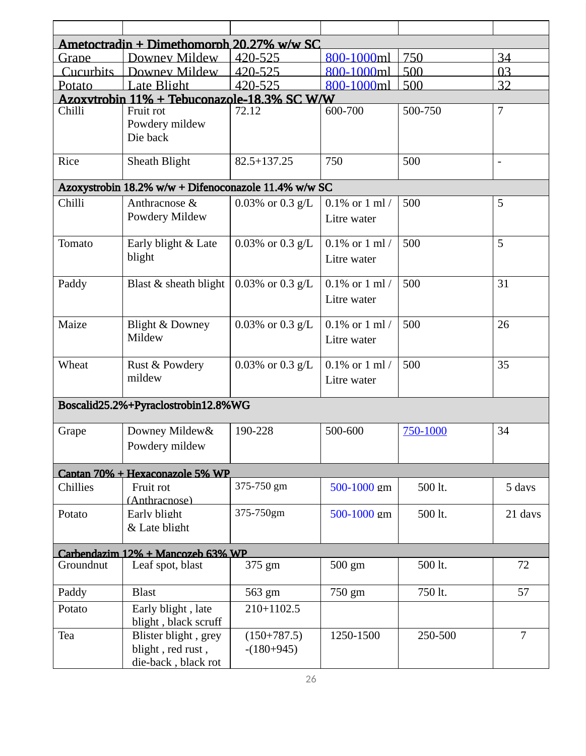| | | | | | |
|---|---|---|---|---|---|
| **Ametoctradin + Dimethomorph 20.27% w/w SC** | | | | | |
| Grape | Downey Mildew | 420-525 | 800-1000ml | 750 | 34 |
| Cucurbits | Downey Mildew | 420-525 | 800-1000ml | 500 | 03 |
| Potato | Late Blight | 420-525 | 800-1000ml | 500 | 32 |
| **Azoxytrobin 11% + Tebuconazole-18.3% SC W/W** | | | | | |
| Chilli | Fruit rot<br>Powdery mildew<br>Die back | 72.12 | 600-700 | 500-750 | 7 |
| Rice | Sheath Blight | 82.5+137.25 | 750 | 500 | - |
| **Azoxystrobin 18.2% w/w + Difenoconazole 11.4% w/w SC** | | | | | |
| Chilli | Anthracnose & Powdery Mildew | 0.03% or 0.3 g/L | 0.1% or 1 ml / Litre water | 500 | 5 |
| Tomato | Early blight & Late blight | 0.03% or 0.3 g/L | 0.1% or 1 ml / Litre water | 500 | 5 |
| Paddy | Blast & sheath blight | 0.03% or 0.3 g/L | 0.1% or 1 ml / Litre water | 500 | 31 |
| Maize | Blight & Downey Mildew | 0.03% or 0.3 g/L | 0.1% or 1 ml / Litre water | 500 | 26 |
| Wheat | Rust & Powdery mildew | 0.03% or 0.3 g/L | 0.1% or 1 ml / Litre water | 500 | 35 |
| **Boscalid25.2%+Pyraclostrobin12.8%WG** | | | | | |
| Grape | Downey Mildew& Powdery mildew | 190-228 | 500-600 | 750-1000 | 34 |
| **Captan 70% + Hexaconazole 5% WP** | | | | | |
| Chillies | Fruit rot (Anthracnose) | 375-750 gm | 500-1000 gm | 500 lt. | 5 days |
| Potato | Early blight & Late blight | 375-750gm | 500-1000 gm | 500 lt. | 21 days |
| **Carbendazim 12% + Mancozeb 63% WP** | | | | | |
| Groundnut | Leaf spot, blast | 375 gm | 500 gm | 500 lt. | 72 |
| Paddy | Blast | 563 gm | 750 gm | 750 lt. | 57 |
| Potato | Early blight , late blight , black scruff | 210+1102.5 | | | |
| Tea | Blister blight , grey blight , red rust , die-back , black rot | (150+787.5) -(180+945) | 1250-1500 | 250-500 | 7 |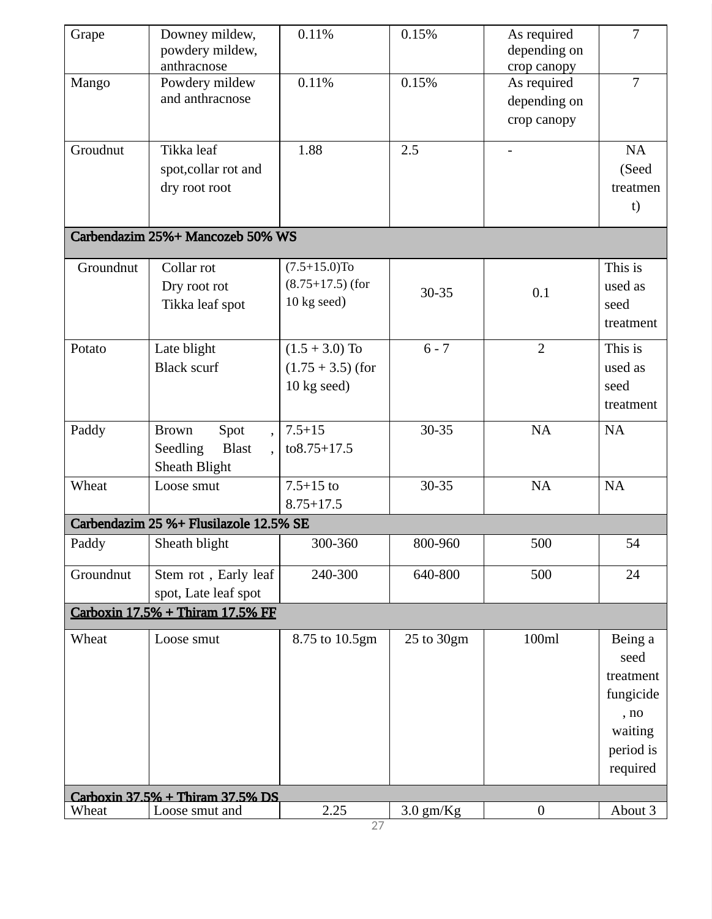| Grape | Downey mildew, powdery mildew, anthracnose | 0.11% | 0.15% | As required depending on crop canopy | 7 |
|---|---|---|---|---|---|
| Mango | Powdery mildew and anthracnose | 0.11% | 0.15% | As required depending on crop canopy | 7 |
| Groudnut | Tikka leaf spot,collar rot and dry root root | 1.88 | 2.5 | - | NA (Seed treatment) |
| **Carbendazim 25%+ Mancozeb 50% WS** | | | | | |
| Groundnut | Collar rot Dry root rot Tikka leaf spot | (7.5+15.0)To (8.75+17.5) (for 10 kg seed) | 30-35 | 0.1 | This is used as seed treatment |
| Potato | Late blight Black scurf | (1.5 + 3.0) To (1.75 + 3.5) (for 10 kg seed) | 6 - 7 | 2 | This is used as seed treatment |
| Paddy | Brown Spot , Seedling Blast , Sheath Blight | 7.5+15 to8.75+17.5 | 30-35 | NA | NA |
| Wheat | Loose smut | 7.5+15 to 8.75+17.5 | 30-35 | NA | NA |
| **Carbendazim 25 %+ Flusilazole 12.5% SE** | | | | | |
| Paddy | Sheath blight | 300-360 | 800-960 | 500 | 54 |
| Groundnut | Stem rot , Early leaf spot, Late leaf spot | 240-300 | 640-800 | 500 | 24 |
| **Carboxin 17.5% + Thiram 17.5% FF** | | | | | |
| Wheat | Loose smut | 8.75 to 10.5gm | 25 to 30gm | 100ml | Being a seed treatment fungicide, no waiting period is required |
| **Carboxin 37.5% + Thiram 37.5% DS** | | | | | |
| Wheat | Loose smut and | 2.25 | 3.0 gm/Kg | 0 | About 3 |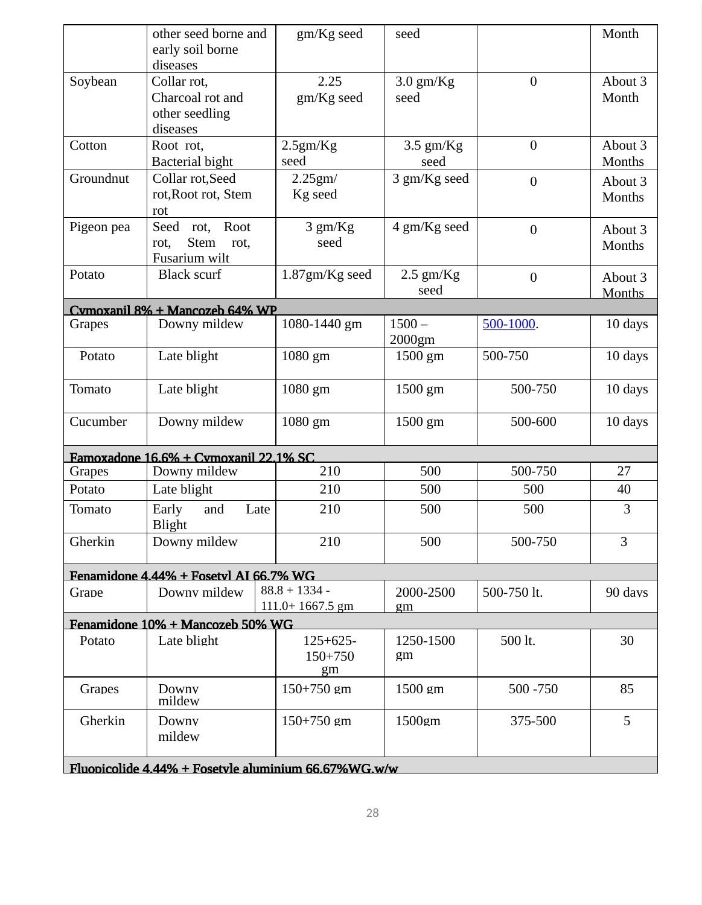| | other seed borne and early soil borne diseases | gm/Kg seed | seed | | Month |
|---|---|---|---|---|---|
| Soybean | Collar rot, Charcoal rot and other seedling diseases | 2.25 gm/Kg seed | 3.0 gm/Kg seed | 0 | About 3 Month |
| Cotton | Root rot, Bacterial bight | 2.5gm/Kg seed | 3.5 gm/Kg seed | 0 | About 3 Months |
| Groundnut | Collar rot,Seed rot,Root rot, Stem rot | 2.25gm/ Kg seed | 3 gm/Kg seed | 0 | About 3 Months |
| Pigeon pea | Seed rot, Root rot, Stem rot, Fusarium wilt | 3 gm/Kg seed | 4 gm/Kg seed | 0 | About 3 Months |
| Potato | Black scurf | 1.87gm/Kg seed | 2.5 gm/Kg seed | 0 | About 3 Months |
| **Cymoxanil 8% + Mancozeb 64% WP** | | | | | |
| Grapes | Downy mildew | 1080-1440 gm | 1500 – 2000gm | 500-1000. | 10 days |
| Potato | Late blight | 1080 gm | 1500 gm | 500-750 | 10 days |
| Tomato | Late blight | 1080 gm | 1500 gm | 500-750 | 10 days |
| Cucumber | Downy mildew | 1080 gm | 1500 gm | 500-600 | 10 days |
| **Famoxadone 16.6% + Cymoxanil 22.1% SC** | | | | | |
| Grapes | Downy mildew | 210 | 500 | 500-750 | 27 |
| Potato | Late blight | 210 | 500 | 500 | 40 |
| Tomato | Early and Late Blight | 210 | 500 | 500 | 3 |
| Gherkin | Downy mildew | 210 | 500 | 500-750 | 3 |
| **Fenamidone 4.44% + Fosetyl Al 66.7% WG** | | | | | |
| Grape | Downy mildew | 88.8 + 1334 - 111.0+ 1667.5 gm | 2000-2500 gm | 500-750 lt. | 90 days |
| **Fenamidone 10% + Mancozeb 50% WG** | | | | | |
| Potato | Late blight | 125+625- 150+750 gm | 1250-1500 gm | 500 lt. | 30 |
| Grapes | Downy mildew | 150+750 gm | 1500 gm | 500 -750 | 85 |
| Gherkin | Downy mildew | 150+750 gm | 1500gm | 375-500 | 5 |
| **Fluopicolide 4.44% + Fosetyle aluminium 66.67%WG.w/w** | | | | | |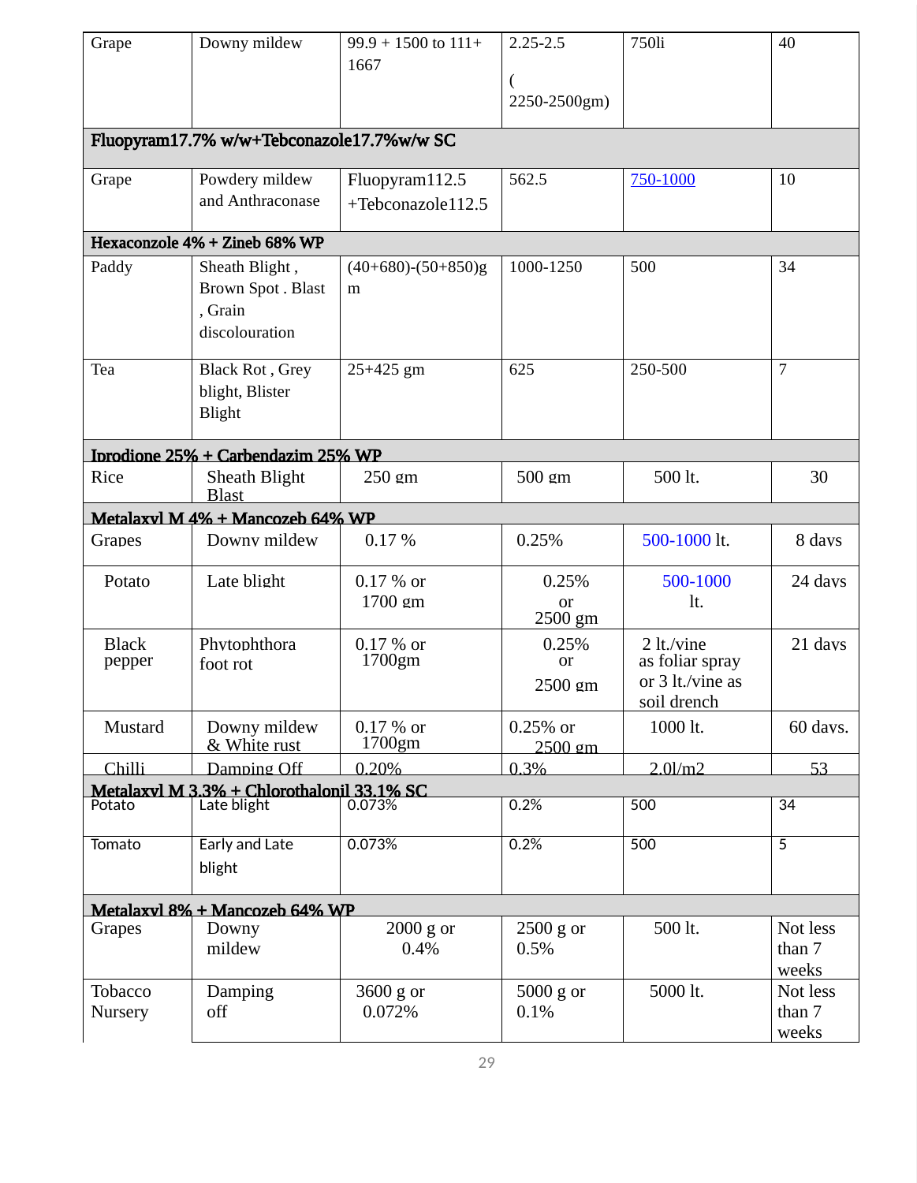| | | | | | |
|---|---|---|---|---|---|
| Grape | Downy mildew | 99.9 + 1500 to 111+ 1667 | 2.25-2.5 ( 2250-2500gm) | 750li | 40 |
| **Fluopyram17.7% w/w+Tebconazole17.7%w/w SC** | | | | | |
| Grape | Powdery mildew and Anthraconase | Fluopyram112.5 +Tebconazole112.5 | 562.5 | 750-1000 | 10 |
| **Hexaconzole 4% + Zineb 68% WP** | | | | | |
| Paddy | Sheath Blight , Brown Spot . Blast , Grain discolouration | (40+680)-(50+850)gm | 1000-1250 | 500 | 34 |
| Tea | Black Rot , Grey blight, Blister Blight | 25+425 gm | 625 | 250-500 | 7 |
| **Iprodione 25% + Carbendazim 25% WP** | | | | | |
| Rice | Sheath Blight Blast | 250 gm | 500 gm | 500 lt. | 30 |
| **Metalaxyl M 4% + Mancozeb 64% WP** | | | | | |
| Grapes | Downy mildew | 0.17 % | 0.25% | 500-1000 lt. | 8 days |
| Potato | Late blight | 0.17 % or 1700 gm | 0.25% or 2500 gm | 500-1000 lt. | 24 days |
| Black pepper | Phytophthora foot rot | 0.17 % or 1700gm | 0.25% or 2500 gm | 2 lt./vine as foliar spray or 3 lt./vine as soil drench | 21 days |
| Mustard | Downy mildew & White rust | 0.17 % or 1700gm | 0.25% or 2500 gm | 1000 lt. | 60 days. |
| Chilli | Damping Off | 0.20% | 0.3% | 2.0l/m2 | 53 |
| **Metalaxyl M 3.3% + Chlorothalonil 33.1% SC** | | | | | |
| Potato | Late blight | 0.073% | 0.2% | 500 | 34 |
| Tomato | Early and Late blight | 0.073% | 0.2% | 500 | 5 |
| **Metalaxyl 8% + Mancozeb 64% WP** | | | | | |
| Grapes | Downy mildew | 2000 g or 0.4% | 2500 g or 0.5% | 500 lt. | Not less than 7 weeks |
| Tobacco Nursery | Damping off | 3600 g or 0.072% | 5000 g or 0.1% | 5000 lt. | Not less than 7 weeks |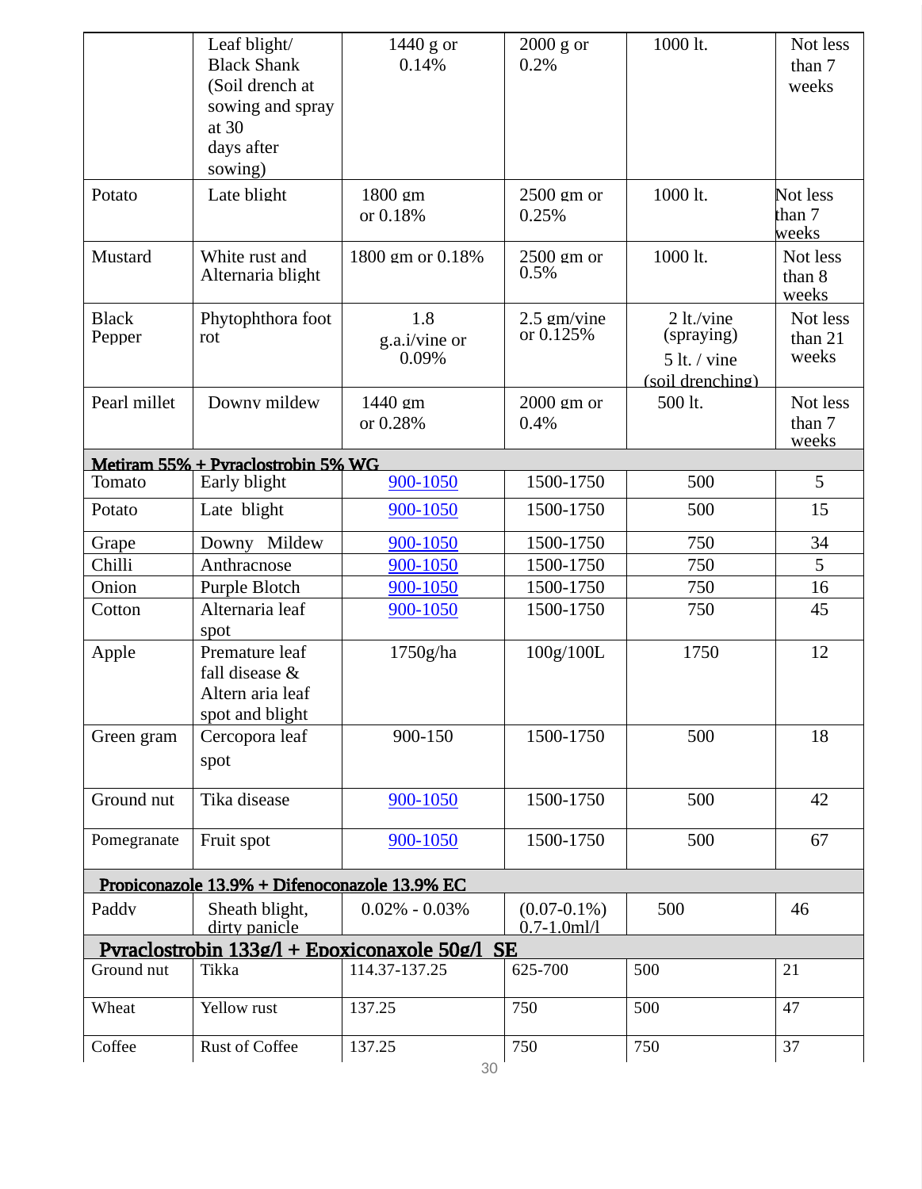| | | | | | |
|---|---|---|---|---|---|
| | Leaf blight/ Black Shank (Soil drench at sowing and spray at 30 days after sowing) | 1440 g or 0.14% | 2000 g or 0.2% | 1000 lt. | Not less than 7 weeks |
| Potato | Late blight | 1800 gm or 0.18% | 2500 gm or 0.25% | 1000 lt. | Not less than 7 weeks |
| Mustard | White rust and Alternaria blight | 1800 gm or 0.18% | 2500 gm or 0.5% | 1000 lt. | Not less than 8 weeks |
| Black Pepper | Phytophthora foot rot | 1.8 g.a.i/vine or 0.09% | 2.5 gm/vine or 0.125% | 2 lt./vine (spraying) 5 lt. / vine (soil drenching) | Not less than 21 weeks |
| Pearl millet | Downy mildew | 1440 gm or 0.28% | 2000 gm or 0.4% | 500 lt. | Not less than 7 weeks |
| **Metiram 55% + Pyraclostrobin 5% WG** | | | | | |
| Tomato | Early blight | 900-1050 | 1500-1750 | 500 | 5 |
| Potato | Late blight | 900-1050 | 1500-1750 | 500 | 15 |
| Grape | Downy Mildew | 900-1050 | 1500-1750 | 750 | 34 |
| Chilli | Anthracnose | 900-1050 | 1500-1750 | 750 | 5 |
| Onion | Purple Blotch | 900-1050 | 1500-1750 | 750 | 16 |
| Cotton | Alternaria leaf spot | 900-1050 | 1500-1750 | 750 | 45 |
| Apple | Premature leaf fall disease & Altern aria leaf spot and blight | 1750g/ha | 100g/100L | 1750 | 12 |
| Green gram | Cercopora leaf spot | 900-150 | 1500-1750 | 500 | 18 |
| Ground nut | Tika disease | 900-1050 | 1500-1750 | 500 | 42 |
| Pomegranate | Fruit spot | 900-1050 | 1500-1750 | 500 | 67 |
| **Propiconazole 13.9% + Difenoconazole 13.9% EC** | | | | | |
| Paddy | Sheath blight, dirty panicle | 0.02% - 0.03% | (0.07-0.1%) 0.7-1.0ml/l | 500 | 46 |
| **Pyraclostrobin 133g/l + Epoxiconaxole 50g/l SE** | | | | | |
| Ground nut | Tikka | 114.37-137.25 | 625-700 | 500 | 21 |
| Wheat | Yellow rust | 137.25 | 750 | 500 | 47 |
| Coffee | Rust of Coffee | 137.25 | 750 | 750 | 37 |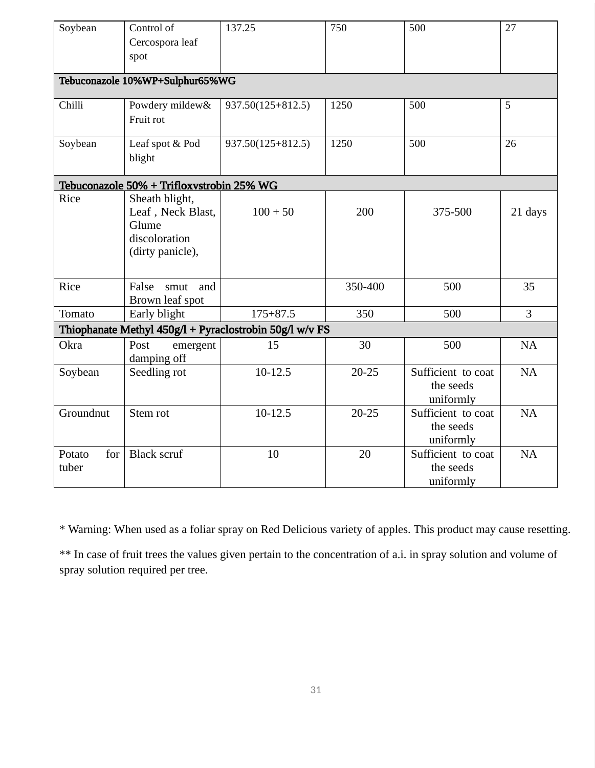| Soybean | Control of Cercospora leaf spot | 137.25 | 750 | 500 | 27 |
|---|---|---|---|---|---|
| **Tebuconazole 10%WP+Sulphur65%WG** | | | | | |
| Chilli | Powdery mildew& Fruit rot | 937.50(125+812.5) | 1250 | 500 | 5 |
| Soybean | Leaf spot & Pod blight | 937.50(125+812.5) | 1250 | 500 | 26 |
| **Tebuconazole 50% + Trifloxystrobin 25% WG** | | | | | |
| Rice | Sheath blight, Leaf , Neck Blast, Glume discoloration (dirty panicle), | 100 + 50 | 200 | 375-500 | 21 days |
| Rice | False smut and Brown leaf spot | | 350-400 | 500 | 35 |
| Tomato | Early blight | 175+87.5 | 350 | 500 | 3 |
| **Thiophanate Methyl 450g/l + Pyraclostrobin 50g/l w/v FS** | | | | | |
| Okra | Post emergent damping off | 15 | 30 | 500 | NA |
| Soybean | Seedling rot | 10-12.5 | 20-25 | Sufficient to coat the seeds uniformly | NA |
| Groundnut | Stem rot | 10-12.5 | 20-25 | Sufficient to coat the seeds uniformly | NA |
| Potato for tuber | Black scruf | 10 | 20 | Sufficient to coat the seeds uniformly | NA |

* Warning: When used as a foliar spray on Red Delicious variety of apples. This product may cause resetting.

** In case of fruit trees the values given pertain to the concentration of a.i. in spray solution and volume of spray solution required per tree.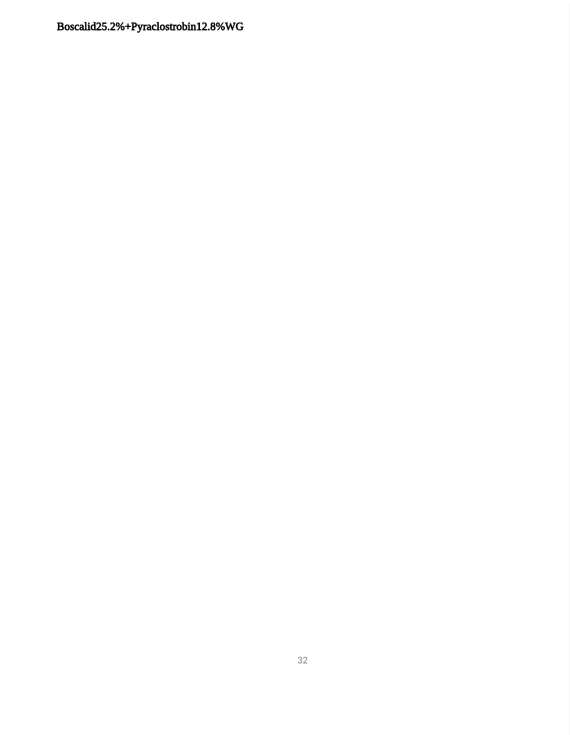Boscalid25.2%+Pyraclostrobin12.8%WG